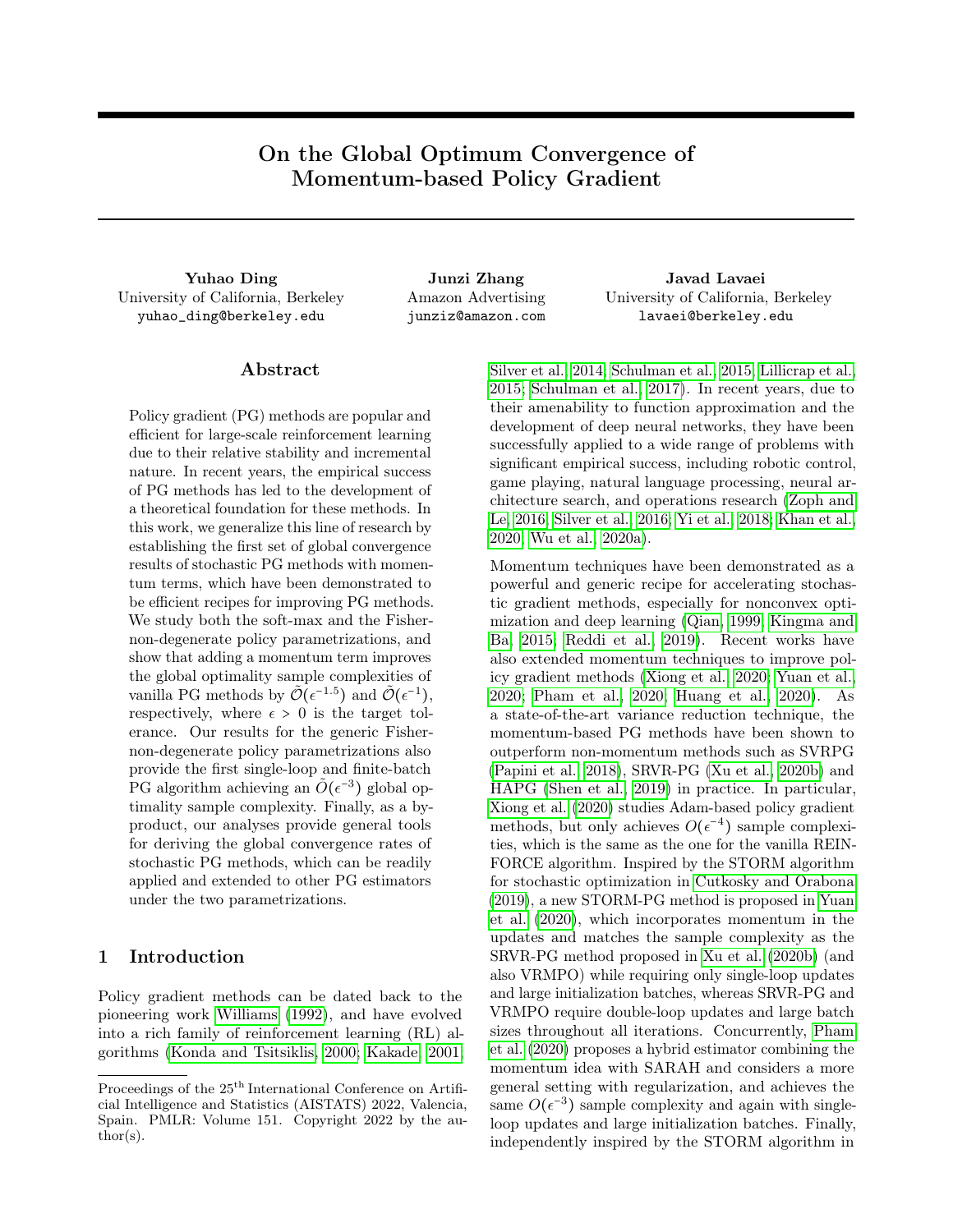# On the Global Optimum Convergence of Momentum-based Policy Gradient

**Yuhao Ding**
University of California, Berkeley
yuhao_ding@berkeley.edu

**Junzi Zhang**
Amazon Advertising
junziz@amazon.com

**Javad Lavaei**
University of California, Berkeley
lavaei@berkeley.edu

## Abstract

Policy gradient (PG) methods are popular and efficient for large-scale reinforcement learning due to their relative stability and incremental nature. In recent years, the empirical success of PG methods has led to the development of a theoretical foundation for these methods. In this work, we generalize this line of research by establishing the first set of global convergence results of stochastic PG methods with momentum terms, which have been demonstrated to be efficient recipes for improving PG methods. We study both the soft-max and the Fisher-non-degenerate policy parametrizations, and show that adding a momentum term improves the global optimality sample complexities of vanilla PG methods by $\tilde{\mathcal{O}}(\epsilon^{-1.5})$ and $\tilde{\mathcal{O}}(\epsilon^{-1})$, respectively, where $\epsilon > 0$ is the target tolerance. Our results for the generic Fisher-non-degenerate policy parametrizations also provide the first single-loop and finite-batch PG algorithm achieving an $\tilde{O}(\epsilon^{-3})$ global optimality sample complexity. Finally, as a by-product, our analyses provide general tools for deriving the global convergence rates of stochastic PG methods, which can be readily applied and extended to other PG estimators under the two parametrizations.

## 1 Introduction

Policy gradient methods can be dated back to the pioneering work Williams (1992), and have evolved into a rich family of reinforcement learning (RL) algorithms (Konda and Tsitsiklis, 2000; Kakade, 2001; Silver et al., 2014; Schulman et al., 2015; Lillicrap et al., 2015; Schulman et al., 2017). In recent years, due to their amenability to function approximation and the development of deep neural networks, they have been successfully applied to a wide range of problems with significant empirical success, including robotic control, game playing, natural language processing, neural architecture search, and operations research (Zoph and Le, 2016; Silver et al., 2016; Yi et al., 2018; Khan et al., 2020; Wu et al., 2020a).

Momentum techniques have been demonstrated as a powerful and generic recipe for accelerating stochastic gradient methods, especially for nonconvex optimization and deep learning (Qian, 1999; Kingma and Ba, 2015; Reddi et al., 2019). Recent works have also extended momentum techniques to improve policy gradient methods (Xiong et al., 2020; Yuan et al., 2020; Pham et al., 2020; Huang et al., 2020). As a state-of-the-art variance reduction technique, the momentum-based PG methods have been shown to outperform non-momentum methods such as SVRPG (Papini et al., 2018), SRVR-PG (Xu et al., 2020b) and HAPG (Shen et al., 2019) in practice. In particular, Xiong et al. (2020) studies Adam-based policy gradient methods, but only achieves $O(\epsilon^{-4})$ sample complexities, which is the same as the one for the vanilla REINFORCE algorithm. Inspired by the STORM algorithm for stochastic optimization in Cutkosky and Orabona (2019), a new STORM-PG method is proposed in Yuan et al. (2020), which incorporates momentum in the updates and matches the sample complexity as the SRVR-PG method proposed in Xu et al. (2020b) (and also VRMPO) while requiring only single-loop updates and large initialization batches, whereas SRVR-PG and VRMPO require double-loop updates and large batch sizes throughout all iterations. Concurrently, Pham et al. (2020) proposes a hybrid estimator combining the momentum idea with SARAH and considers a more general setting with regularization, and achieves the same $O(\epsilon^{-3})$ sample complexity and again with single-loop updates and large initialization batches. Finally, independently inspired by the STORM algorithm in

Proceedings of the 25[th] International Conference on Artificial Intelligence and Statistics (AISTATS) 2022, Valencia, Spain. PMLR: Volume 151. Copyright 2022 by the author(s).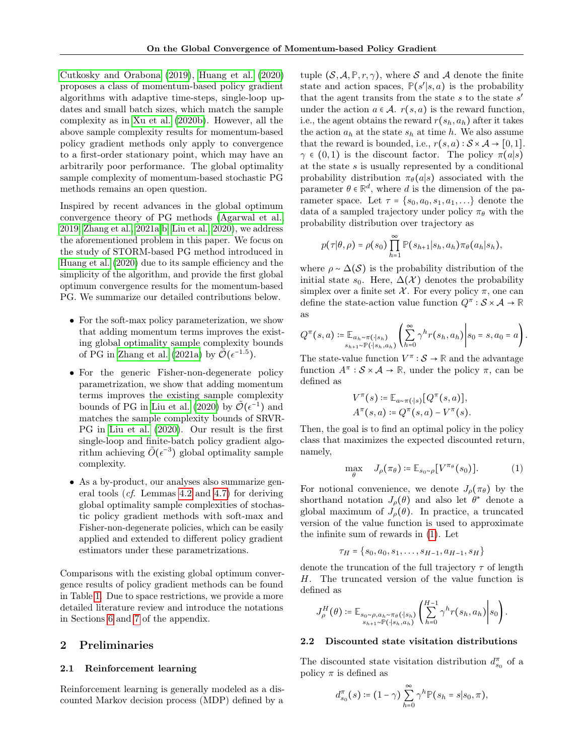Cutkosky and Orabona (2019), Huang et al. (2020) proposes a class of momentum-based policy gradient algorithms with adaptive time-steps, single-loop updates and small batch sizes, which match the sample complexity as in Xu et al. (2020b). However, all the above sample complexity results for momentum-based policy gradient methods only apply to convergence to a first-order stationary point, which may have an arbitrarily poor performance. The global optimality sample complexity of momentum-based stochastic PG methods remains an open question.

Inspired by recent advances in the global optimum convergence theory of PG methods (Agarwal et al. 2019, Zhang et al. 2021a,b, Liu et al. 2020), we address the aforementioned problem in this paper. We focus on the study of STORM-based PG method introduced in Huang et al. (2020) due to its sample efficiency and the simplicity of the algorithm, and provide the first global optimum convergence results for the momentum-based PG. We summarize our detailed contributions below.

- For the soft-max policy parameterization, we show that adding momentum terms improves the existing global optimality sample complexity bounds of PG in Zhang et al. (2021a) by $\tilde{\mathcal{O}}(\epsilon^{-1.5})$.
- For the generic Fisher-non-degenerate policy parametrization, we show that adding momentum terms improves the existing sample complexity bounds of PG in Liu et al. (2020) by $\tilde{\mathcal{O}}(\epsilon^{-1})$ and matches the sample complexity bounds of SRVR-PG in Liu et al. (2020). Our result is the first single-loop and finite-batch policy gradient algorithm achieving $\tilde{O}(\epsilon^{-3})$ global optimality sample complexity.
- As a by-product, our analyses also summarize general tools (*cf.* Lemmas 4.2 and 4.7) for deriving global optimality sample complexities of stochastic policy gradient methods with soft-max and Fisher-non-degenerate policies, which can be easily applied and extended to different policy gradient estimators under these parametrizations.

Comparisons with the existing global optimum convergence results of policy gradient methods can be found in Table 1. Due to space restrictions, we provide a more detailed literature review and introduce the notations in Sections 6 and 7 of the appendix.

## 2 Preliminaries

### 2.1 Reinforcement learning

Reinforcement learning is generally modeled as a discounted Markov decision process (MDP) defined by a tuple $(\mathcal{S}, \mathcal{A}, \mathbb{P}, r, \gamma)$, where $\mathcal{S}$ and $\mathcal{A}$ denote the finite state and action spaces, $\mathbb{P}(s'|s,a)$ is the probability that the agent transits from the state $s$ to the state $s'$ under the action $a \in \mathcal{A}$. $r(s,a)$ is the reward function, i.e., the agent obtains the reward $r(s_h, a_h)$ after it takes the action $a_h$ at the state $s_h$ at time $h$. We also assume that the reward is bounded, i.e., $r(s,a) : \mathcal{S} \times \mathcal{A} \to [0,1]$. $\gamma \in (0,1)$ is the discount factor. The policy $\pi(a|s)$ at the state $s$ is usually represented by a conditional probability distribution $\pi_\theta(a|s)$ associated with the parameter $\theta \in \mathbb{R}^d$, where $d$ is the dimension of the parameter space. Let $\tau = \{s_0, a_0, s_1, a_1, \ldots\}$ denote the data of a sampled trajectory under policy $\pi_\theta$ with the probability distribution over trajectory as

$$p(\tau|\theta,\rho) = \rho(s_0)\prod_{h=1}^{\infty}\mathbb{P}(s_{h+1}|s_h,a_h)\pi_\theta(a_h|s_h),$$

where $\rho \sim \Delta(\mathcal{S})$ is the probability distribution of the initial state $s_0$. Here, $\Delta(\mathcal{X})$ denotes the probability simplex over a finite set $\mathcal{X}$. For every policy $\pi$, one can define the state-action value function $Q^\pi : \mathcal{S} \times \mathcal{A} \to \mathbb{R}$ as

$$Q^\pi(s,a) := \mathbb{E}_{\substack{a_h \sim \pi(\cdot|s_h) \\ s_{h+1}\sim \mathbb{P}(\cdot|s_h,a_h)}}\left(\sum_{h=0}^{\infty}\gamma^h r(s_h,a_h)\middle| s_0 = s, a_0 = a\right).$$

The state-value function $V^\pi : \mathcal{S} \to \mathbb{R}$ and the advantage function $A^\pi : \mathcal{S} \times \mathcal{A} \to \mathbb{R}$, under the policy $\pi$, can be defined as

$$V^\pi(s) := \mathbb{E}_{a\sim\pi(\cdot|s)}[Q^\pi(s,a)],$$
$$A^\pi(s,a) := Q^\pi(s,a) - V^\pi(s).$$

Then, the goal is to find an optimal policy in the policy class that maximizes the expected discounted return, namely,

$$\max_\theta \quad J_\rho(\pi_\theta) := \mathbb{E}_{s_0\sim\rho}[V^{\pi_\theta}(s_0)]. \tag{1}$$

For notional convenience, we denote $J_\rho(\pi_\theta)$ by the shorthand notation $J_\rho(\theta)$ and also let $\theta^*$ denote a global maximum of $J_\rho(\theta)$. In practice, a truncated version of the value function is used to approximate the infinite sum of rewards in (1). Let

$$\tau_H = \{s_0, a_0, s_1, \ldots, s_{H-1}, a_{H-1}, s_H\}$$

denote the truncation of the full trajectory $\tau$ of length $H$. The truncated version of the value function is defined as

$$J_\rho^H(\theta) := \mathbb{E}_{\substack{s_0\sim\rho, a_h\sim\pi_\theta(\cdot|s_h) \\ s_{h+1}\sim\mathbb{P}(\cdot|s_h,a_h)}}\left(\sum_{h=0}^{H-1}\gamma^h r(s_h,a_h)\middle| s_0\right).$$

### 2.2 Discounted state visitation distributions

The discounted state visitation distribution $d_{s_0}^\pi$ of a policy $\pi$ is defined as

$$d_{s_0}^\pi(s) := (1-\gamma)\sum_{h=0}^{\infty}\gamma^h\mathbb{P}(s_h = s|s_0,\pi),$$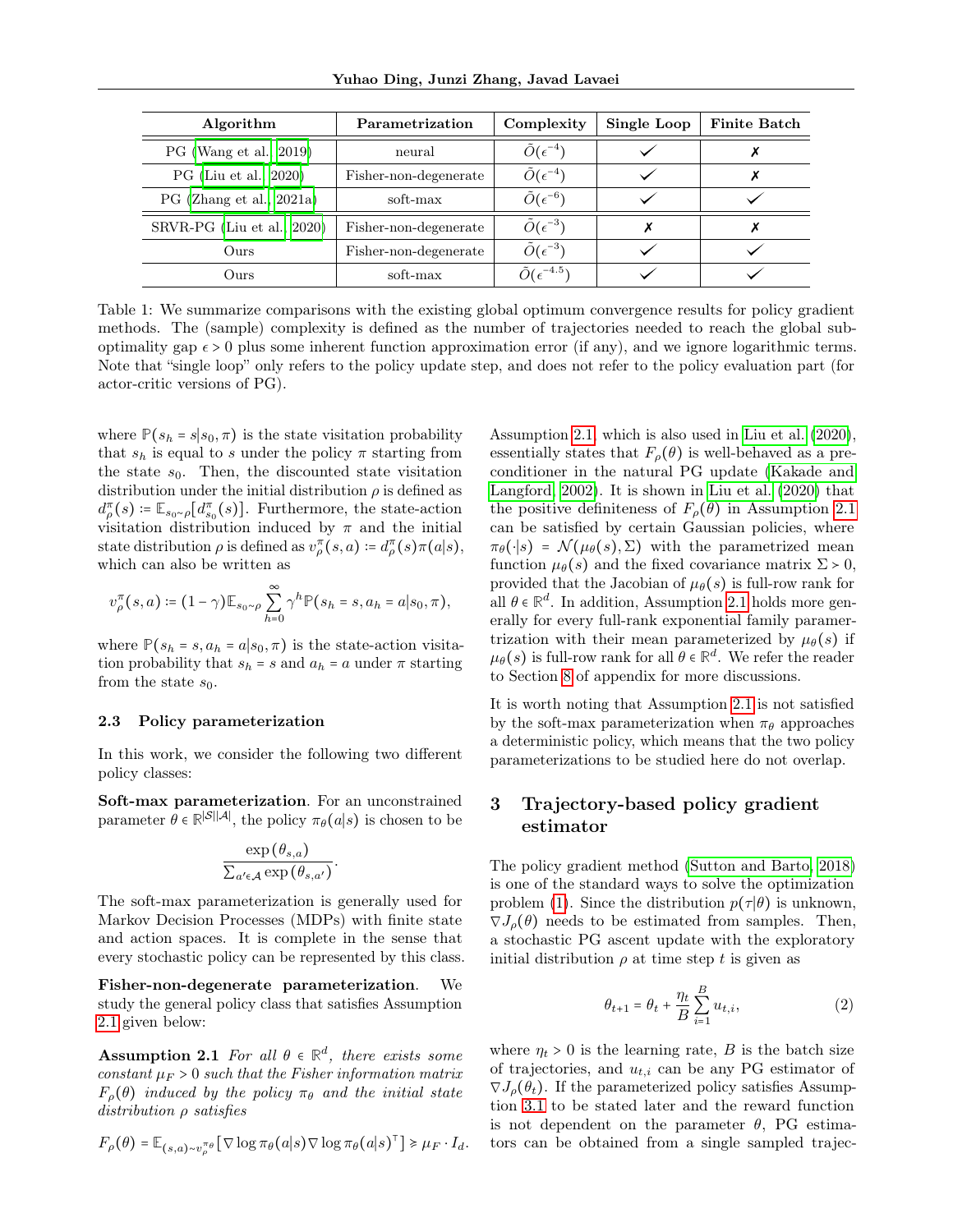| Algorithm | Parametrization | Complexity | Single Loop | Finite Batch |
|---|---|---|---|---|
| PG (Wang et al., 2019) | neural | $\tilde{O}(\epsilon^{-4})$ | ✓ | ✗ |
| PG (Liu et al., 2020) | Fisher-non-degenerate | $\tilde{O}(\epsilon^{-4})$ | ✓ | ✗ |
| PG (Zhang et al., 2021a) | soft-max | $\tilde{O}(\epsilon^{-6})$ | ✓ | ✓ |
| SRVR-PG (Liu et al., 2020) | Fisher-non-degenerate | $\tilde{O}(\epsilon^{-3})$ | ✗ | ✗ |
| Ours | Fisher-non-degenerate | $\tilde{O}(\epsilon^{-3})$ | ✓ | ✓ |
| Ours | soft-max | $\tilde{O}(\epsilon^{-4.5})$ | ✓ | ✓ |

Table 1: We summarize comparisons with the existing global optimum convergence results for policy gradient methods. The (sample) complexity is defined as the number of trajectories needed to reach the global sub-optimality gap $\epsilon > 0$ plus some inherent function approximation error (if any), and we ignore logarithmic terms. Note that "single loop" only refers to the policy update step, and does not refer to the policy evaluation part (for actor-critic versions of PG).

where $\mathbb{P}(s_h = s|s_0, \pi)$ is the state visitation probability that $s_h$ is equal to $s$ under the policy $\pi$ starting from the state $s_0$. Then, the discounted state visitation distribution under the initial distribution $\rho$ is defined as $d^\pi_\rho(s) \coloneqq \mathbb{E}_{s_0\sim\rho}[d^\pi_{s_0}(s)]$. Furthermore, the state-action visitation distribution induced by $\pi$ and the initial state distribution $\rho$ is defined as $v^\pi_\rho(s,a) \coloneqq d^\pi_\rho(s)\pi(a|s)$, which can also be written as

$$v^\pi_\rho(s,a) \coloneqq (1-\gamma)\mathbb{E}_{s_0\sim\rho}\sum_{h=0}^{\infty}\gamma^h \mathbb{P}(s_h = s, a_h = a|s_0,\pi),$$

where $\mathbb{P}(s_h = s, a_h = a|s_0, \pi)$ is the state-action visitation probability that $s_h = s$ and $a_h = a$ under $\pi$ starting from the state $s_0$.

### 2.3 Policy parameterization

In this work, we consider the following two different policy classes:

**Soft-max parameterization**. For an unconstrained parameter $\theta \in \mathbb{R}^{|\mathcal{S}||\mathcal{A}|}$, the policy $\pi_\theta(a|s)$ is chosen to be

$$\frac{\exp(\theta_{s,a})}{\sum_{a'\in\mathcal{A}}\exp(\theta_{s,a'})}.$$

The soft-max parameterization is generally used for Markov Decision Processes (MDPs) with finite state and action spaces. It is complete in the sense that every stochastic policy can be represented by this class.

**Fisher-non-degenerate parameterization**. We study the general policy class that satisfies Assumption 2.1 given below:

**Assumption 2.1** *For all $\theta \in \mathbb{R}^d$, there exists some constant $\mu_F > 0$ such that the Fisher information matrix $F_\rho(\theta)$ induced by the policy $\pi_\theta$ and the initial state distribution $\rho$ satisfies*

$$F_\rho(\theta) = \mathbb{E}_{(s,a)\sim v^{\pi_\theta}_\rho}[\nabla \log \pi_\theta(a|s)\nabla \log \pi_\theta(a|s)^\top] \succcurlyeq \mu_F \cdot I_d.$$

Assumption 2.1, which is also used in Liu et al. (2020), essentially states that $F_\rho(\theta)$ is well-behaved as a pre-conditioner in the natural PG update (Kakade and Langford, 2002). It is shown in Liu et al. (2020) that the positive definiteness of $F_\rho(\theta)$ in Assumption 2.1 can be satisfied by certain Gaussian policies, where $\pi_\theta(\cdot|s) = \mathcal{N}(\mu_\theta(s), \Sigma)$ with the parametrized mean function $\mu_\theta(s)$ and the fixed covariance matrix $\Sigma \succ 0$, provided that the Jacobian of $\mu_\theta(s)$ is full-row rank for all $\theta \in \mathbb{R}^d$. In addition, Assumption 2.1 holds more generally for every full-rank exponential family parametrization with their mean parameterized by $\mu_\theta(s)$ if $\mu_\theta(s)$ is full-row rank for all $\theta \in \mathbb{R}^d$. We refer the reader to Section 8 of appendix for more discussions.

It is worth noting that Assumption 2.1 is not satisfied by the soft-max parameterization when $\pi_\theta$ approaches a deterministic policy, which means that the two policy parameterizations to be studied here do not overlap.

## 3 Trajectory-based policy gradient estimator

The policy gradient method (Sutton and Barto, 2018) is one of the standard ways to solve the optimization problem (1). Since the distribution $p(\tau|\theta)$ is unknown, $\nabla J_\rho(\theta)$ needs to be estimated from samples. Then, a stochastic PG ascent update with the exploratory initial distribution $\rho$ at time step $t$ is given as

$$\theta_{t+1} = \theta_t + \frac{\eta_t}{B}\sum_{i=1}^{B} u_{t,i}, \tag{2}$$

where $\eta_t > 0$ is the learning rate, $B$ is the batch size of trajectories, and $u_{t,i}$ can be any PG estimator of $\nabla J_\rho(\theta_t)$. If the parameterized policy satisfies Assumption 3.1 to be stated later and the reward function is not dependent on the parameter $\theta$, PG estimators can be obtained from a single sampled trajec-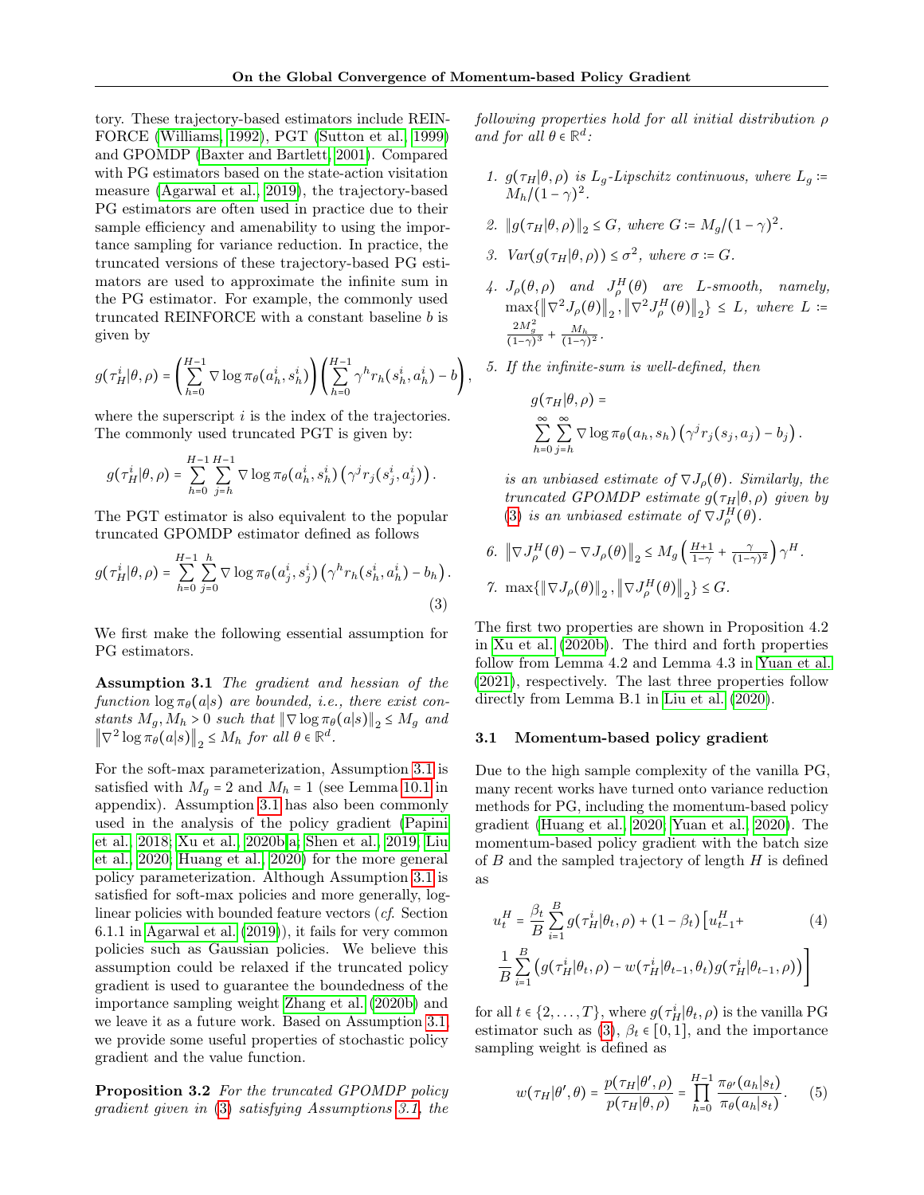tory. These trajectory-based estimators include REINFORCE (Williams, 1992), PGT (Sutton et al., 1999) and GPOMDP (Baxter and Bartlett, 2001). Compared with PG estimators based on the state-action visitation measure (Agarwal et al., 2019), the trajectory-based PG estimators are often used in practice due to their sample efficiency and amenability to using the importance sampling for variance reduction. In practice, the truncated versions of these trajectory-based PG estimators are used to approximate the infinite sum in the PG estimator. For example, the commonly used truncated REINFORCE with a constant baseline $b$ is given by

$$g(\tau_H^i|\theta,\rho) = \left(\sum_{h=0}^{H-1} \nabla \log \pi_\theta(a_h^i, s_h^i)\right)\left(\sum_{h=0}^{H-1} \gamma^h r_h(s_h^i, a_h^i) - b\right),$$

where the superscript $i$ is the index of the trajectories. The commonly used truncated PGT is given by:

$$g(\tau_H^i|\theta,\rho) = \sum_{h=0}^{H-1}\sum_{j=h}^{H-1} \nabla \log \pi_\theta(a_h^i, s_h^i)\left(\gamma^j r_j(s_j^i, a_j^i)\right).$$

The PGT estimator is also equivalent to the popular truncated GPOMDP estimator defined as follows

$$g(\tau_H^i|\theta,\rho) = \sum_{h=0}^{H-1}\sum_{j=0}^{h} \nabla \log \pi_\theta(a_j^i, s_j^i)\left(\gamma^h r_h(s_h^i, a_h^i) - b_h\right). \tag{3}$$

We first make the following essential assumption for PG estimators.

**Assumption 3.1** *The gradient and hessian of the function $\log \pi_\theta(a|s)$ are bounded, i.e., there exist constants $M_g, M_h > 0$ such that $\|\nabla \log \pi_\theta(a|s)\|_2 \le M_g$ and $\|\nabla^2 \log \pi_\theta(a|s)\|_2 \le M_h$ for all $\theta \in \mathbb{R}^d$.*

For the soft-max parameterization, Assumption 3.1 is satisfied with $M_g = 2$ and $M_h = 1$ (see Lemma 10.1 in appendix). Assumption 3.1 has also been commonly used in the analysis of the policy gradient (Papini et al., 2018; Xu et al., 2020b,a; Shen et al., 2019; Liu et al., 2020; Huang et al., 2020) for the more general policy parameterization. Although Assumption 3.1 is satisfied for soft-max policies and more generally, log-linear policies with bounded feature vectors (*cf.* Section 6.1.1 in Agarwal et al. (2019)), it fails for very common policies such as Gaussian policies. We believe this assumption could be relaxed if the truncated policy gradient is used to guarantee the boundedness of the importance sampling weight Zhang et al. (2020b) and we leave it as a future work. Based on Assumption 3.1, we provide some useful properties of stochastic policy gradient and the value function.

**Proposition 3.2** *For the truncated GPOMDP policy gradient given in (3) satisfying Assumptions 3.1, the following properties hold for all initial distribution $\rho$ and for all $\theta \in \mathbb{R}^d$:*

1. *$g(\tau_H|\theta,\rho)$ is $L_g$-Lipschitz continuous, where $L_g := M_h/(1-\gamma)^2$.*
2. *$\|g(\tau_H|\theta,\rho)\|_2 \le G$, where $G := M_g/(1-\gamma)^2$.*
3. *$Var(g(\tau_H|\theta,\rho)) \le \sigma^2$, where $\sigma := G$.*
4. *$J_\rho(\theta,\rho)$ and $J_\rho^H(\theta)$ are $L$-smooth, namely, $\max\{\|\nabla^2 J_\rho(\theta)\|_2, \|\nabla^2 J_\rho^H(\theta)\|_2\} \le L$, where $L := \frac{2M_g^2}{(1-\gamma)^3} + \frac{M_h}{(1-\gamma)^2}$.*
5. *If the infinite-sum is well-defined, then*

   $$g(\tau_H|\theta,\rho) = \sum_{h=0}^{\infty}\sum_{j=h}^{\infty} \nabla \log \pi_\theta(a_h, s_h)\left(\gamma^j r_j(s_j, a_j) - b_j\right).$$

   *is an unbiased estimate of $\nabla J_\rho(\theta)$. Similarly, the truncated GPOMDP estimate $g(\tau_H|\theta,\rho)$ given by (3) is an unbiased estimate of $\nabla J_\rho^H(\theta)$.*
6. *$\|\nabla J_\rho^H(\theta) - \nabla J_\rho(\theta)\|_2 \le M_g\left(\frac{H+1}{1-\gamma} + \frac{\gamma}{(1-\gamma)^2}\right)\gamma^H$.*
7. *$\max\{\|\nabla J_\rho(\theta)\|_2, \|\nabla J_\rho^H(\theta)\|_2\} \le G$.*

The first two properties are shown in Proposition 4.2 in Xu et al. (2020b). The third and forth properties follow from Lemma 4.2 and Lemma 4.3 in Yuan et al. (2021), respectively. The last three properties follow directly from Lemma B.1 in Liu et al. (2020).

### 3.1 Momentum-based policy gradient

Due to the high sample complexity of the vanilla PG, many recent works have turned onto variance reduction methods for PG, including the momentum-based policy gradient (Huang et al., 2020; Yuan et al., 2020). The momentum-based policy gradient with the batch size of $B$ and the sampled trajectory of length $H$ is defined as

$$u_t^H = \frac{\beta_t}{B}\sum_{i=1}^{B} g(\tau_H^i|\theta_t,\rho) + (1-\beta_t)\Big[u_{t-1}^H + \frac{1}{B}\sum_{i=1}^{B}\left(g(\tau_H^i|\theta_t,\rho) - w(\tau_H^i|\theta_{t-1},\theta_t)g(\tau_H^i|\theta_{t-1},\rho)\right)\Big] \tag{4}$$

for all $t \in \{2,\dots,T\}$, where $g(\tau_H^i|\theta_t,\rho)$ is the vanilla PG estimator such as (3), $\beta_t \in [0,1]$, and the importance sampling weight is defined as

$$w(\tau_H|\theta',\theta) = \frac{p(\tau_H|\theta',\rho)}{p(\tau_H|\theta,\rho)} = \prod_{h=0}^{H-1}\frac{\pi_{\theta'}(a_h|s_t)}{\pi_\theta(a_h|s_t)}. \tag{5}$$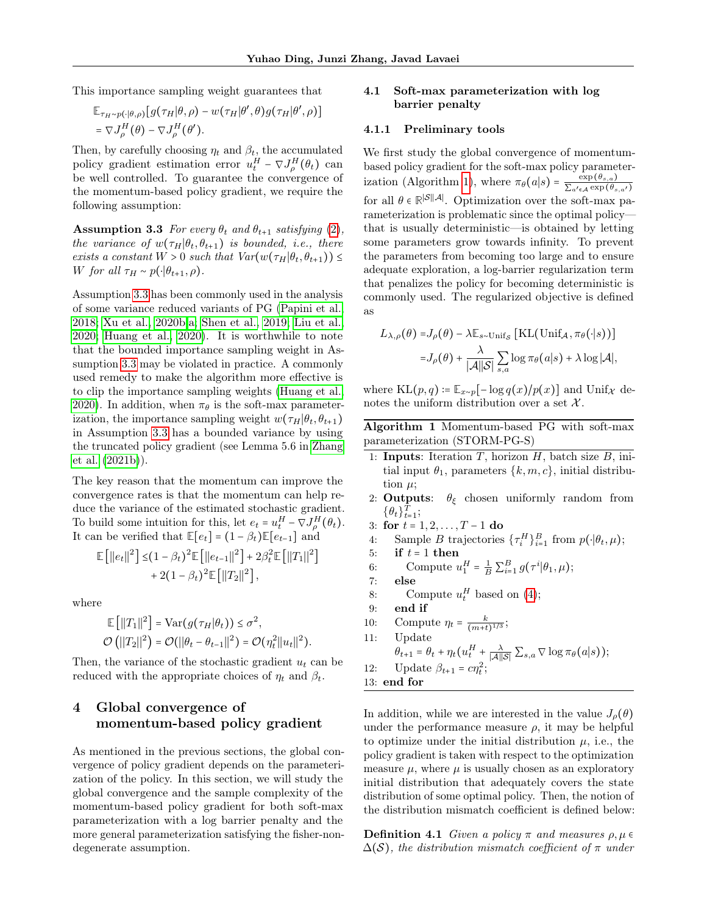This importance sampling weight guarantees that

$$\mathbb{E}_{\tau_H \sim p(\cdot|\theta,\rho)}[g(\tau_H|\theta,\rho) - w(\tau_H|\theta',\theta)g(\tau_H|\theta',\rho)] = \nabla J_\rho^H(\theta) - \nabla J_\rho^H(\theta').$$

Then, by carefully choosing $\eta_t$ and $\beta_t$, the accumulated policy gradient estimation error $u_t^H - \nabla J_\rho^H(\theta_t)$ can be well controlled. To guarantee the convergence of the momentum-based policy gradient, we require the following assumption:

**Assumption 3.3** *For every $\theta_t$ and $\theta_{t+1}$ satisfying (2), the variance of $w(\tau_H|\theta_t,\theta_{t+1})$ is bounded, i.e., there exists a constant $W > 0$ such that $Var(w(\tau_H|\theta_t,\theta_{t+1})) \le W$ for all $\tau_H \sim p(\cdot|\theta_{t+1},\rho)$.*

Assumption 3.3 has been commonly used in the analysis of some variance reduced variants of PG (Papini et al. 2018; Xu et al., 2020b,a; Shen et al., 2019; Liu et al. 2020; Huang et al., 2020). It is worthwhile to note that the bounded importance sampling weight in Assumption 3.3 may be violated in practice. A commonly used remedy to make the algorithm more effective is to clip the importance sampling weights (Huang et al. 2020). In addition, when $\pi_\theta$ is the soft-max parameterization, the importance sampling weight $w(\tau_H|\theta_t,\theta_{t+1})$ in Assumption 3.3 has a bounded variance by using the truncated policy gradient (see Lemma 5.6 in Zhang et al. (2021b)).

The key reason that the momentum can improve the convergence rates is that the momentum can help reduce the variance of the estimated stochastic gradient. To build some intuition for this, let $e_t = u_t^H - \nabla J_\rho^H(\theta_t)$. It can be verified that $\mathbb{E}[e_t] = (1-\beta_t)\mathbb{E}[e_{t-1}]$ and

$$\mathbb{E}\left[\|e_t\|^2\right] \le (1-\beta_t)^2 \mathbb{E}\left[\|e_{t-1}\|^2\right] + 2\beta_t^2 \mathbb{E}\left[\|T_1\|^2\right] + 2(1-\beta_t)^2 \mathbb{E}\left[\|T_2\|^2\right],$$

where

$$\mathbb{E}\left[\|T_1\|^2\right] = \mathrm{Var}(g(\tau_H|\theta_t)) \le \sigma^2,$$
$$\mathcal{O}\left(\|T_2\|^2\right) = \mathcal{O}(\|\theta_t - \theta_{t-1}\|^2) = \mathcal{O}(\eta_t^2\|u_t\|^2).$$

Then, the variance of the stochastic gradient $u_t$ can be reduced with the appropriate choices of $\eta_t$ and $\beta_t$.

# 4 Global convergence of momentum-based policy gradient

As mentioned in the previous sections, the global convergence of policy gradient depends on the parameterization of the policy. In this section, we will study the global convergence and the sample complexity of the momentum-based policy gradient for both soft-max parameterization with a log barrier penalty and the more general parameterization satisfying the fisher-non-degenerate assumption.

## 4.1 Soft-max parameterization with log barrier penalty

### 4.1.1 Preliminary tools

We first study the global convergence of momentum-based policy gradient for the soft-max policy parameterization (Algorithm 1), where $\pi_\theta(a|s) = \frac{\exp(\theta_{s,a})}{\sum_{a'\in\mathcal{A}}\exp(\theta_{s,a'})}$ for all $\theta \in \mathbb{R}^{|\mathcal{S}||\mathcal{A}|}$. Optimization over the soft-max parameterization is problematic since the optimal policy—that is usually deterministic—is obtained by letting some parameters grow towards infinity. To prevent the parameters from becoming too large and to ensure adequate exploration, a log-barrier regularization term that penalizes the policy for becoming deterministic is commonly used. The regularized objective is defined as

$$\begin{aligned} L_{\lambda,\rho}(\theta) &= J_\rho(\theta) - \lambda \mathbb{E}_{s\sim \mathrm{Unif}_\mathcal{S}}\left[\mathrm{KL}(\mathrm{Unif}_\mathcal{A}, \pi_\theta(\cdot|s))\right] \\ &= J_\rho(\theta) + \frac{\lambda}{|\mathcal{A}||\mathcal{S}|}\sum_{s,a}\log\pi_\theta(a|s) + \lambda\log|\mathcal{A}|, \end{aligned}$$

where $\mathrm{KL}(p,q) \coloneqq \mathbb{E}_{x\sim p}[-\log q(x)/p(x)]$ and $\mathrm{Unif}_\mathcal{X}$ denotes the uniform distribution over a set $\mathcal{X}$.

**Algorithm 1** Momentum-based PG with soft-max parameterization (STORM-PG-S)

1: **Inputs**: Iteration $T$, horizon $H$, batch size $B$, initial input $\theta_1$, parameters $\{k, m, c\}$, initial distribution $\mu$;
2: **Outputs**: $\theta_\xi$ chosen uniformly random from $\{\theta_t\}_{t=1}^T$;
3: **for** $t = 1, 2, \dots, T-1$ **do**
4: &nbsp;&nbsp;&nbsp;&nbsp;Sample $B$ trajectories $\{\tau_i^H\}_{i=1}^B$ from $p(\cdot|\theta_t,\mu)$;
5: &nbsp;&nbsp;&nbsp;&nbsp;**if** $t = 1$ **then**
6: &nbsp;&nbsp;&nbsp;&nbsp;&nbsp;&nbsp;&nbsp;&nbsp;Compute $u_1^H = \frac{1}{B}\sum_{i=1}^B g(\tau^i|\theta_1,\mu)$;
7: &nbsp;&nbsp;&nbsp;&nbsp;**else**
8: &nbsp;&nbsp;&nbsp;&nbsp;&nbsp;&nbsp;&nbsp;&nbsp;Compute $u_t^H$ based on (4);
9: &nbsp;&nbsp;&nbsp;&nbsp;**end if**
10: &nbsp;&nbsp;&nbsp;&nbsp;Compute $\eta_t = \frac{k}{(m+t)^{1/3}}$;
11: &nbsp;&nbsp;&nbsp;&nbsp;Update $\theta_{t+1} = \theta_t + \eta_t(u_t^H + \frac{\lambda}{|\mathcal{A}||\mathcal{S}|}\sum_{s,a}\nabla\log\pi_\theta(a|s))$;
12: &nbsp;&nbsp;&nbsp;&nbsp;Update $\beta_{t+1} = c\eta_t^2$;
13: **end for**

In addition, while we are interested in the value $J_\rho(\theta)$ under the performance measure $\rho$, it may be helpful to optimize under the initial distribution $\mu$, i.e., the policy gradient is taken with respect to the optimization measure $\mu$, where $\mu$ is usually chosen as an exploratory initial distribution that adequately covers the state distribution of some optimal policy. Then, the notion of the distribution mismatch coefficient is defined below:

**Definition 4.1** *Given a policy $\pi$ and measures $\rho, \mu \in \Delta(\mathcal{S})$, the distribution mismatch coefficient of $\pi$ under*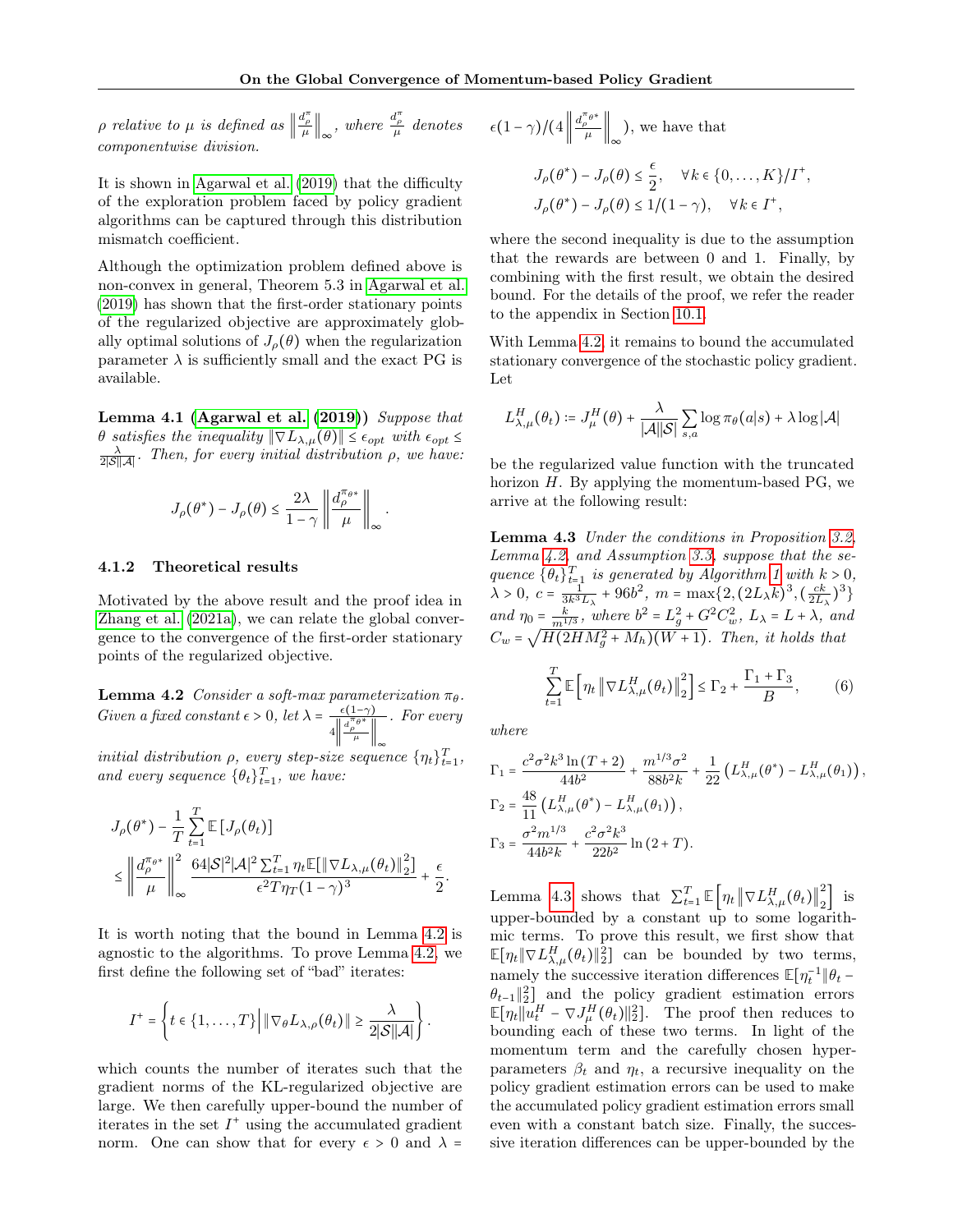$\rho$ *relative to* $\mu$ *is defined as* $\left\|\frac{d_\rho^\pi}{\mu}\right\|_\infty$*, where* $\frac{d_\rho^\pi}{\mu}$ *denotes componentwise division.*

It is shown in Agarwal et al. (2019) that the difficulty of the exploration problem faced by policy gradient algorithms can be captured through this distribution mismatch coefficient.

Although the optimization problem defined above is non-convex in general, Theorem 5.3 in Agarwal et al. (2019) has shown that the first-order stationary points of the regularized objective are approximately globally optimal solutions of $J_\rho(\theta)$ when the regularization parameter $\lambda$ is sufficiently small and the exact PG is available.

**Lemma 4.1 (Agarwal et al. (2019))** *Suppose that* $\theta$ *satisfies the inequality* $\|\nabla L_{\lambda,\mu}(\theta)\| \le \epsilon_{opt}$ *with* $\epsilon_{opt} \le \frac{\lambda}{2|\mathcal{S}||\mathcal{A}|}$*. Then, for every initial distribution* $\rho$*, we have:*

$$J_\rho(\theta^*) - J_\rho(\theta) \le \frac{2\lambda}{1-\gamma}\left\|\frac{d_\rho^{\pi_{\theta^*}}}{\mu}\right\|_\infty.$$

#### 4.1.2 Theoretical results

Motivated by the above result and the proof idea in Zhang et al. (2021a), we can relate the global convergence to the convergence of the first-order stationary points of the regularized objective.

**Lemma 4.2** *Consider a soft-max parameterization* $\pi_\theta$*. Given a fixed constant* $\epsilon > 0$*, let* $\lambda = \frac{\epsilon(1-\gamma)}{4\left\|\frac{d_\rho^{\pi_{\theta^*}}}{\mu}\right\|_\infty}$*. For every initial distribution* $\rho$*, every step-size sequence* $\{\eta_t\}_{t=1}^T$*, and every sequence* $\{\theta_t\}_{t=1}^T$*, we have:*

$$\begin{aligned}
&J_\rho(\theta^*) - \frac{1}{T}\sum_{t=1}^T \mathbb{E}\left[J_\rho(\theta_t)\right] \\
&\le \left\|\frac{d_\rho^{\pi_{\theta^*}}}{\mu}\right\|_\infty^2 \frac{64|\mathcal{S}|^2|\mathcal{A}|^2\sum_{t=1}^T \eta_t \mathbb{E}[\|\nabla L_{\lambda,\mu}(\theta_t)\|_2^2]}{\epsilon^2 T\eta_T(1-\gamma)^3} + \frac{\epsilon}{2}.
\end{aligned}$$

It is worth noting that the bound in Lemma 4.2 is agnostic to the algorithms. To prove Lemma 4.2, we first define the following set of "bad" iterates:

$$I^+ = \left\{t \in \{1,\ldots,T\} \,\middle|\, \|\nabla_\theta L_{\lambda,\rho}(\theta_t)\| \ge \frac{\lambda}{2|\mathcal{S}||\mathcal{A}|}\right\}.$$

which counts the number of iterates such that the gradient norms of the KL-regularized objective are large. We then carefully upper-bound the number of iterates in the set $I^+$ using the accumulated gradient norm. One can show that for every $\epsilon > 0$ and $\lambda = \epsilon(1-\gamma)/(4\left\|\frac{d_\rho^{\pi_{\theta^*}}}{\mu}\right\|_\infty)$, we have that

$$\begin{aligned}
J_\rho(\theta^*) - J_\rho(\theta) &\le \frac{\epsilon}{2}, \quad \forall k \in \{0,\ldots,K\}/I^+,\\
J_\rho(\theta^*) - J_\rho(\theta) &\le 1/(1-\gamma), \quad \forall k \in I^+,
\end{aligned}$$

where the second inequality is due to the assumption that the rewards are between 0 and 1. Finally, by combining with the first result, we obtain the desired bound. For the details of the proof, we refer the reader to the appendix in Section 10.1.

With Lemma 4.2, it remains to bound the accumulated stationary convergence of the stochastic policy gradient. Let

$$L_{\lambda,\mu}^H(\theta_t) \coloneqq J_\mu^H(\theta) + \frac{\lambda}{|\mathcal{A}||\mathcal{S}|}\sum_{s,a}\log \pi_\theta(a|s) + \lambda \log|\mathcal{A}|$$

be the regularized value function with the truncated horizon $H$. By applying the momentum-based PG, we arrive at the following result:

**Lemma 4.3** *Under the conditions in Proposition 3.2, Lemma 4.2, and Assumption 3.3, suppose that the sequence* $\{\theta_t\}_{t=1}^T$ *is generated by Algorithm 1 with* $k > 0$*,* $\lambda > 0$*,* $c = \frac{1}{3k^3 L_\lambda} + 96b^2$*,* $m = \max\{2, (2L_\lambda k)^3, (\frac{ck}{2L_\lambda})^3\}$ *and* $\eta_0 = \frac{k}{m^{1/3}}$*, where* $b^2 = L_g^2 + G^2 C_w^2$*,* $L_\lambda = L + \lambda$*, and* $C_w = \sqrt{H(2HM_g^2 + M_h)(W+1)}$*. Then, it holds that*

$$\sum_{t=1}^T \mathbb{E}\left[\eta_t \left\|\nabla L_{\lambda,\mu}^H(\theta_t)\right\|_2^2\right] \le \Gamma_2 + \frac{\Gamma_1 + \Gamma_3}{B}, \tag{6}$$

*where*

$$\begin{aligned}
\Gamma_1 &= \frac{c^2\sigma^2 k^3 \ln(T+2)}{44b^2} + \frac{m^{1/3}\sigma^2}{88b^2 k} + \frac{1}{22}\left(L_{\lambda,\mu}^H(\theta^*) - L_{\lambda,\mu}^H(\theta_1)\right),\\
\Gamma_2 &= \frac{48}{11}\left(L_{\lambda,\mu}^H(\theta^*) - L_{\lambda,\mu}^H(\theta_1)\right),\\
\Gamma_3 &= \frac{\sigma^2 m^{1/3}}{44b^2 k} + \frac{c^2\sigma^2 k^3}{22b^2}\ln(2+T).
\end{aligned}$$

Lemma 4.3 shows that $\sum_{t=1}^T \mathbb{E}\left[\eta_t \left\|\nabla L_{\lambda,\mu}^H(\theta_t)\right\|_2^2\right]$ is upper-bounded by a constant up to some logarithmic terms. To prove this result, we first show that $\mathbb{E}[\eta_t \|\nabla L_{\lambda,\mu}^H(\theta_t)\|_2^2]$ can be bounded by two terms, namely the successive iteration differences $\mathbb{E}[\eta_t^{-1}\|\theta_t - \theta_{t-1}\|_2^2]$ and the policy gradient estimation errors $\mathbb{E}[\eta_t \|u_t^H - \nabla J_\mu^H(\theta_t)\|_2^2]$. The proof then reduces to bounding each of these two terms. In light of the momentum term and the carefully chosen hyper-parameters $\beta_t$ and $\eta_t$, a recursive inequality on the policy gradient estimation errors can be used to make the accumulated policy gradient estimation errors small even with a constant batch size. Finally, the successive iteration differences can be upper-bounded by the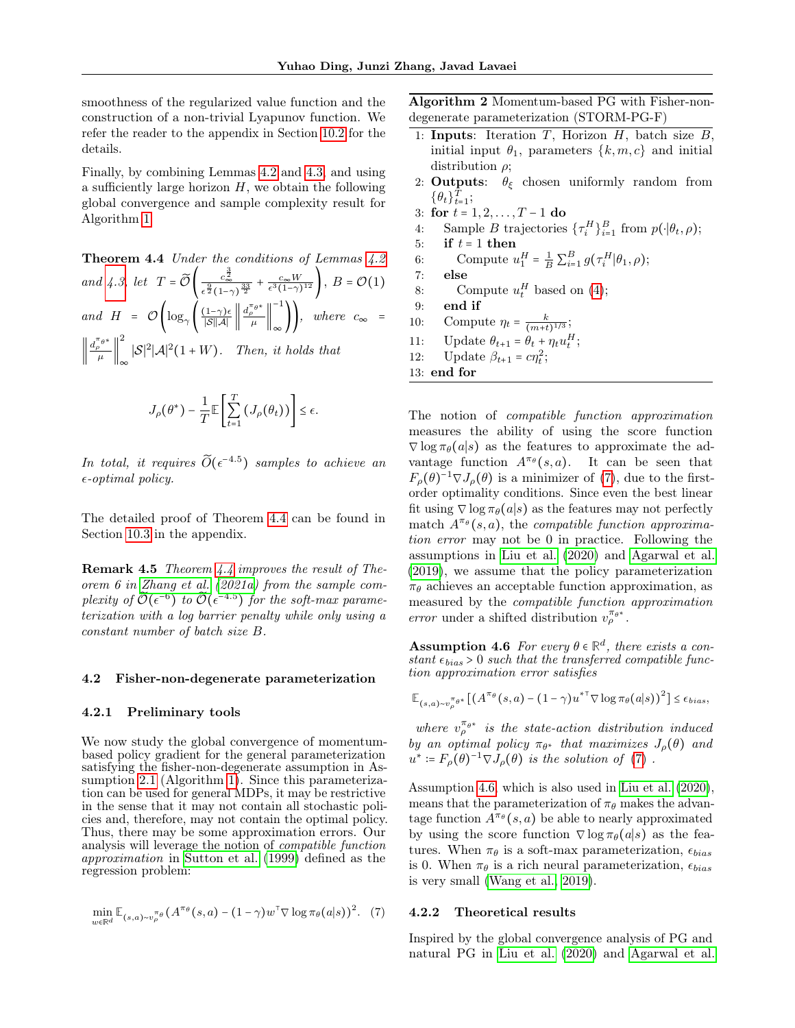smoothness of the regularized value function and the construction of a non-trivial Lyapunov function. We refer the reader to the appendix in Section 10.2 for the details.

Finally, by combining Lemmas 4.2 and 4.3, and using a sufficiently large horizon $H$, we obtain the following global convergence and sample complexity result for Algorithm 1.

**Theorem 4.4** *Under the conditions of Lemmas 4.2 and 4.3, let* $T = \widetilde{\mathcal{O}}\left(\frac{c_\infty^{\frac{3}{2}}}{\epsilon^{\frac{9}{2}}(1-\gamma)^{\frac{33}{2}}} + \frac{c_\infty W}{\epsilon^3(1-\gamma)^{12}}\right)$, $B = \mathcal{O}(1)$ *and* $H = \mathcal{O}\left(\log_\gamma\left(\frac{(1-\gamma)\epsilon}{|\mathcal{S}||\mathcal{A}|}\left\|\frac{d_\rho^{\pi_{\theta^*}}}{\mu}\right\|_\infty^{-1}\right)\right)$, *where* $c_\infty = \left\|\frac{d_\rho^{\pi_{\theta^*}}}{\mu}\right\|_\infty^2 |\mathcal{S}|^2|\mathcal{A}|^2(1+W)$. *Then, it holds that*

$$J_\rho(\theta^*) - \frac{1}{T}\mathbb{E}\left[\sum_{t=1}^{T}\left(J_\rho(\theta_t)\right)\right] \leq \epsilon.$$

*In total, it requires* $\widetilde{O}(\epsilon^{-4.5})$ *samples to achieve an* $\epsilon$*-optimal policy.*

The detailed proof of Theorem 4.4 can be found in Section 10.3 in the appendix.

**Remark 4.5** *Theorem 4.4 improves the result of Theorem 6 in Zhang et al. (2021a) from the sample complexity of* $\widetilde{\mathcal{O}}(\epsilon^{-6})$ *to* $\widetilde{\mathcal{O}}(\epsilon^{-4.5})$ *for the soft-max parameterization with a log barrier penalty while only using a constant number of batch size* $B$.

### 4.2 Fisher-non-degenerate parameterization

#### 4.2.1 Preliminary tools

We now study the global convergence of momentum-based policy gradient for the general parameterization satisfying the fisher-non-degenerate assumption in Assumption 2.1 (Algorithm 1). Since this parameterization can be used for general MDPs, it may be restrictive in the sense that it may not contain all stochastic policies and, therefore, may not contain the optimal policy. Thus, there may be some approximation errors. Our analysis will leverage the notion of *compatible function approximation* in Sutton et al. (1999) defined as the regression problem:

$$\min_{w\in\mathbb{R}^d} \mathbb{E}_{(s,a)\sim v_\rho^{\pi_\theta}}\left(A^{\pi_\theta}(s,a) - (1-\gamma)w^\top \nabla\log\pi_\theta(a|s)\right)^2. \quad (7)$$

**Algorithm 2** Momentum-based PG with Fisher-non-degenerate parameterization (STORM-PG-F)

1: **Inputs**: Iteration $T$, Horizon $H$, batch size $B$, initial input $\theta_1$, parameters $\{k, m, c\}$ and initial distribution $\rho$;
2: **Outputs**: $\theta_\xi$ chosen uniformly random from $\{\theta_t\}_{t=1}^T$;
3: **for** $t = 1, 2, \ldots, T-1$ **do**
4: &nbsp;&nbsp;&nbsp;&nbsp;Sample $B$ trajectories $\{\tau_i^H\}_{i=1}^B$ from $p(\cdot|\theta_t, \rho)$;
5: &nbsp;&nbsp;&nbsp;&nbsp;**if** $t = 1$ **then**
6: &nbsp;&nbsp;&nbsp;&nbsp;&nbsp;&nbsp;&nbsp;&nbsp;Compute $u_1^H = \frac{1}{B}\sum_{i=1}^B g(\tau_i^H|\theta_1, \rho)$;
7: &nbsp;&nbsp;&nbsp;&nbsp;**else**
8: &nbsp;&nbsp;&nbsp;&nbsp;&nbsp;&nbsp;&nbsp;&nbsp;Compute $u_t^H$ based on (4);
9: &nbsp;&nbsp;&nbsp;&nbsp;**end if**
10: &nbsp;&nbsp;&nbsp;Compute $\eta_t = \frac{k}{(m+t)^{1/3}}$;
11: &nbsp;&nbsp;&nbsp;Update $\theta_{t+1} = \theta_t + \eta_t u_t^H$;
12: &nbsp;&nbsp;&nbsp;Update $\beta_{t+1} = c\eta_t^2$;
13: **end for**

The notion of *compatible function approximation* measures the ability of using the score function $\nabla\log\pi_\theta(a|s)$ as the features to approximate the advantage function $A^{\pi_\theta}(s,a)$. It can be seen that $F_\rho(\theta)^{-1}\nabla J_\rho(\theta)$ is a minimizer of (7), due to the first-order optimality conditions. Since even the best linear fit using $\nabla\log\pi_\theta(a|s)$ as the features may not perfectly match $A^{\pi_\theta}(s,a)$, the *compatible function approximation error* may not be 0 in practice. Following the assumptions in Liu et al. (2020) and Agarwal et al. (2019), we assume that the policy parameterization $\pi_\theta$ achieves an acceptable function approximation, as measured by the *compatible function approximation error* under a shifted distribution $v_\rho^{\pi_{\theta^*}}$.

**Assumption 4.6** *For every* $\theta \in \mathbb{R}^d$, *there exists a constant* $\epsilon_{bias} > 0$ *such that the transferred compatible function approximation error satisfies*

$$\mathbb{E}_{(s,a)\sim v_\rho^{\pi_{\theta^*}}}\left[\left(A^{\pi_\theta}(s,a) - (1-\gamma)u^{*\top}\nabla\log\pi_\theta(a|s)\right)^2\right] \leq \epsilon_{bias},$$

*where* $v_\rho^{\pi_{\theta^*}}$ *is the state-action distribution induced by an optimal policy* $\pi_{\theta^*}$ *that maximizes* $J_\rho(\theta)$ *and* $u^* := F_\rho(\theta)^{-1}\nabla J_\rho(\theta)$ *is the solution of* (7).

Assumption 4.6, which is also used in Liu et al. (2020), means that the parameterization of $\pi_\theta$ makes the advantage function $A^{\pi_\theta}(s,a)$ be able to nearly approximated by using the score function $\nabla\log\pi_\theta(a|s)$ as the features. When $\pi_\theta$ is a soft-max parameterization, $\epsilon_{bias}$ is 0. When $\pi_\theta$ is a rich neural parameterization, $\epsilon_{bias}$ is very small (Wang et al., 2019).

#### 4.2.2 Theoretical results

Inspired by the global convergence analysis of PG and natural PG in Liu et al. (2020) and Agarwal et al.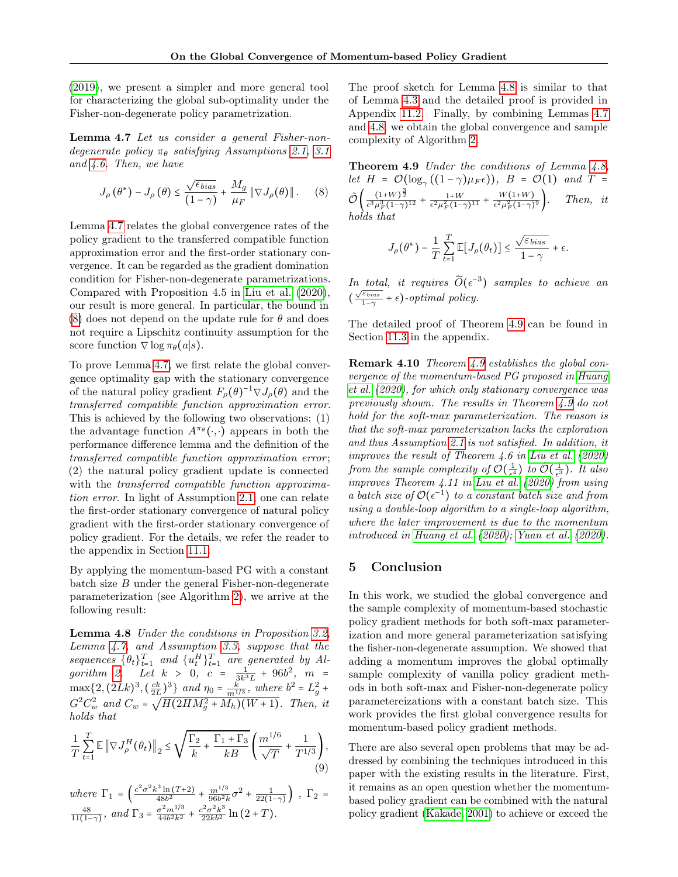(2019), we present a simpler and more general tool for characterizing the global sub-optimality under the Fisher-non-degenerate policy parametrization.

**Lemma 4.7** *Let us consider a general Fisher-non-degenerate policy $\pi_\theta$ satisfying Assumptions 2.1, 3.1 and 4.6. Then, we have*

$$J_\rho(\theta^*) - J_\rho(\theta) \le \frac{\sqrt{\epsilon_{bias}}}{(1-\gamma)} + \frac{M_g}{\mu_F}\|\nabla J_\rho(\theta)\|. \quad (8)$$

Lemma 4.7 relates the global convergence rates of the policy gradient to the transferred compatible function approximation error and the first-order stationary convergence. It can be regarded as the gradient domination condition for Fisher-non-degenerate parametrizations. Compared with Proposition 4.5 in Liu et al. (2020), our result is more general. In particular, the bound in (8) does not depend on the update rule for $\theta$ and does not require a Lipschitz continuity assumption for the score function $\nabla \log \pi_\theta(a|s)$.

To prove Lemma 4.7, we first relate the global convergence optimality gap with the stationary convergence of the natural policy gradient $F_\rho(\theta)^{-1}\nabla J_\rho(\theta)$ and the *transferred compatible function approximation error*. This is achieved by the following two observations: (1) the advantage function $A^{\pi_\theta}(\cdot,\cdot)$ appears in both the performance difference lemma and the definition of the *transferred compatible function approximation error*; (2) the natural policy gradient update is connected with the *transferred compatible function approximation error*. In light of Assumption 2.1, one can relate the first-order stationary convergence of natural policy gradient with the first-order stationary convergence of policy gradient. For the details, we refer the reader to the appendix in Section 11.1.

By applying the momentum-based PG with a constant batch size $B$ under the general Fisher-non-degenerate parameterization (see Algorithm 2), we arrive at the following result:

**Lemma 4.8** *Under the conditions in Proposition 3.2, Lemma 4.7, and Assumption 3.3, suppose that the sequences $\{\theta_t\}_{t=1}^T$ and $\{u_t^H\}_{t=1}^T$ are generated by Algorithm 2. Let $k > 0$, $c = \frac{1}{3k^3L} + 96b^2$, $m = \max\{2, (2Lk)^3, (\frac{ck}{2L})^3\}$ and $\eta_0 = \frac{k}{m^{1/3}}$, where $b^2 = L_g^2 + G^2C_w^2$ and $C_w = \sqrt{H(2HM_g^2 + M_h)(W+1)}$. Then, it holds that*

$$\frac{1}{T}\sum_{t=1}^T \mathbb{E}\left\|\nabla J_\rho^H(\theta_t)\right\|_2 \le \sqrt{\frac{\Gamma_2}{k} + \frac{\Gamma_1 + \Gamma_3}{kB}}\left(\frac{m^{1/6}}{\sqrt{T}} + \frac{1}{T^{1/3}}\right), \quad (9)$$

*where* $\Gamma_1 = \left(\frac{c^2\sigma^2k^3\ln(T+2)}{48b^2} + \frac{m^{1/3}}{96b^2k}\sigma^2 + \frac{1}{22(1-\gamma)}\right)$ , $\Gamma_2 = \frac{48}{11(1-\gamma)}$*, and* $\Gamma_3 = \frac{\sigma^2 m^{1/3}}{44b^2k^2} + \frac{c^2\sigma^2k^3}{22kb^2}\ln(2+T)$.

The proof sketch for Lemma 4.8 is similar to that of Lemma 4.3 and the detailed proof is provided in Appendix 11.2. Finally, by combining Lemmas 4.7 and 4.8, we obtain the global convergence and sample complexity of Algorithm 2.

**Theorem 4.9** *Under the conditions of Lemma 4.8, let $H = \mathcal{O}(\log_\gamma((1-\gamma)\mu_F\epsilon))$, $B = \mathcal{O}(1)$ and $T = \tilde{\mathcal{O}}\left(\frac{(1+W)^{\frac{3}{2}}}{\epsilon^3\mu_F^3(1-\gamma)^{12}} + \frac{1+W}{\epsilon^2\mu_F^2(1-\gamma)^{11}} + \frac{W(1+W)}{\epsilon^2\mu_F^2(1-\gamma)^9}\right)$. Then, it holds that*

$$J_\rho(\theta^*) - \frac{1}{T}\sum_{t=1}^T \mathbb{E}[J_\rho(\theta_t)] \le \frac{\sqrt{\varepsilon_{bias}}}{1-\gamma} + \epsilon.$$

*In total, it requires $\widetilde{\mathcal{O}}(\epsilon^{-3})$ samples to achieve an $(\frac{\sqrt{\varepsilon_{bias}}}{1-\gamma} + \epsilon)$-optimal policy.*

The detailed proof of Theorem 4.9 can be found in Section 11.3 in the appendix.

**Remark 4.10** *Theorem 4.9 establishes the global convergence of the momentum-based PG proposed in Huang et al. (2020), for which only stationary convergence was previously shown. The results in Theorem 4.9 do not hold for the soft-max parameterization. The reason is that the soft-max parameterization lacks the exploration and thus Assumption 2.1 is not satisfied. In addition, it improves the result of Theorem 4.6 in Liu et al. (2020) from the sample complexity of $\mathcal{O}(\frac{1}{\epsilon^4})$ to $\tilde{\mathcal{O}}(\frac{1}{\epsilon^3})$. It also improves Theorem 4.11 in Liu et al. (2020) from using a batch size of $\mathcal{O}(\epsilon^{-1})$ to a constant batch size and from using a double-loop algorithm to a single-loop algorithm, where the later improvement is due to the momentum introduced in Huang et al. (2020); Yuan et al. (2020).*

## 5 Conclusion

In this work, we studied the global convergence and the sample complexity of momentum-based stochastic policy gradient methods for both soft-max parameterization and more general parameterization satisfying the fisher-non-degenerate assumption. We showed that adding a momentum improves the global optimally sample complexity of vanilla policy gradient methods in both soft-max and Fisher-non-degenerate policy parametereizations with a constant batch size. This work provides the first global convergence results for momentum-based policy gradient methods.

There are also several open problems that may be addressed by combining the techniques introduced in this paper with the existing results in the literature. First, it remains as an open question whether the momentum-based policy gradient can be combined with the natural policy gradient (Kakade, 2001) to achieve or exceed the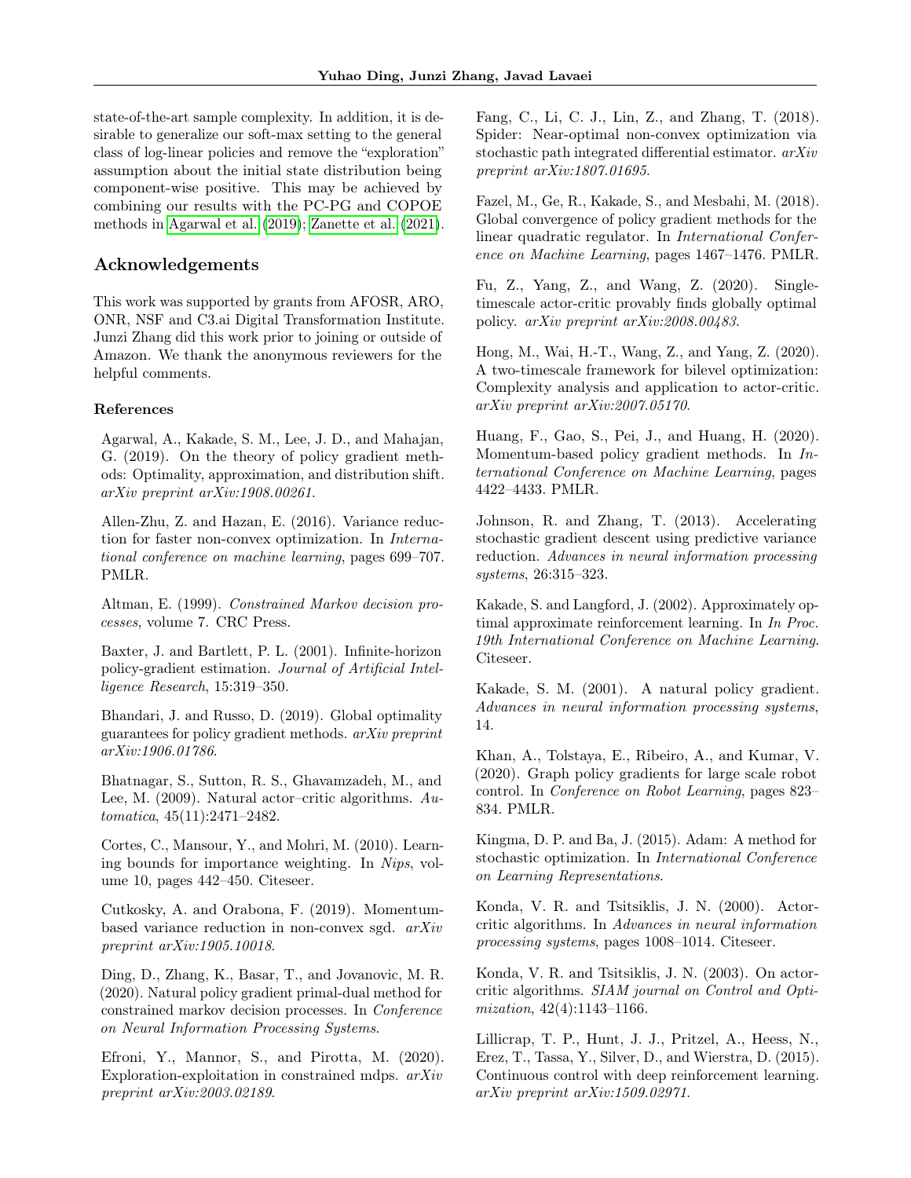state-of-the-art sample complexity. In addition, it is desirable to generalize our soft-max setting to the general class of log-linear policies and remove the "exploration" assumption about the initial state distribution being component-wise positive. This may be achieved by combining our results with the PC-PG and COPOE methods in Agarwal et al. (2019); Zanette et al. (2021).

## Acknowledgements

This work was supported by grants from AFOSR, ARO, ONR, NSF and C3.ai Digital Transformation Institute. Junzi Zhang did this work prior to joining or outside of Amazon. We thank the anonymous reviewers for the helpful comments.

### References

Agarwal, A., Kakade, S. M., Lee, J. D., and Mahajan, G. (2019). On the theory of policy gradient methods: Optimality, approximation, and distribution shift. *arXiv preprint arXiv:1908.00261*.

Allen-Zhu, Z. and Hazan, E. (2016). Variance reduction for faster non-convex optimization. In *International conference on machine learning*, pages 699–707. PMLR.

Altman, E. (1999). *Constrained Markov decision processes*, volume 7. CRC Press.

Baxter, J. and Bartlett, P. L. (2001). Infinite-horizon policy-gradient estimation. *Journal of Artificial Intelligence Research*, 15:319–350.

Bhandari, J. and Russo, D. (2019). Global optimality guarantees for policy gradient methods. *arXiv preprint arXiv:1906.01786*.

Bhatnagar, S., Sutton, R. S., Ghavamzadeh, M., and Lee, M. (2009). Natural actor–critic algorithms. *Automatica*, 45(11):2471–2482.

Cortes, C., Mansour, Y., and Mohri, M. (2010). Learning bounds for importance weighting. In *Nips*, volume 10, pages 442–450. Citeseer.

Cutkosky, A. and Orabona, F. (2019). Momentum-based variance reduction in non-convex sgd. *arXiv preprint arXiv:1905.10018*.

Ding, D., Zhang, K., Basar, T., and Jovanovic, M. R. (2020). Natural policy gradient primal-dual method for constrained markov decision processes. In *Conference on Neural Information Processing Systems*.

Efroni, Y., Mannor, S., and Pirotta, M. (2020). Exploration-exploitation in constrained mdps. *arXiv preprint arXiv:2003.02189*.

Fang, C., Li, C. J., Lin, Z., and Zhang, T. (2018). Spider: Near-optimal non-convex optimization via stochastic path integrated differential estimator. *arXiv preprint arXiv:1807.01695*.

Fazel, M., Ge, R., Kakade, S., and Mesbahi, M. (2018). Global convergence of policy gradient methods for the linear quadratic regulator. In *International Conference on Machine Learning*, pages 1467–1476. PMLR.

Fu, Z., Yang, Z., and Wang, Z. (2020). Single-timescale actor-critic provably finds globally optimal policy. *arXiv preprint arXiv:2008.00483*.

Hong, M., Wai, H.-T., Wang, Z., and Yang, Z. (2020). A two-timescale framework for bilevel optimization: Complexity analysis and application to actor-critic. *arXiv preprint arXiv:2007.05170*.

Huang, F., Gao, S., Pei, J., and Huang, H. (2020). Momentum-based policy gradient methods. In *International Conference on Machine Learning*, pages 4422–4433. PMLR.

Johnson, R. and Zhang, T. (2013). Accelerating stochastic gradient descent using predictive variance reduction. *Advances in neural information processing systems*, 26:315–323.

Kakade, S. and Langford, J. (2002). Approximately optimal approximate reinforcement learning. In *In Proc. 19th International Conference on Machine Learning*. Citeseer.

Kakade, S. M. (2001). A natural policy gradient. *Advances in neural information processing systems*, 14.

Khan, A., Tolstaya, E., Ribeiro, A., and Kumar, V. (2020). Graph policy gradients for large scale robot control. In *Conference on Robot Learning*, pages 823–834. PMLR.

Kingma, D. P. and Ba, J. (2015). Adam: A method for stochastic optimization. In *International Conference on Learning Representations*.

Konda, V. R. and Tsitsiklis, J. N. (2000). Actor-critic algorithms. In *Advances in neural information processing systems*, pages 1008–1014. Citeseer.

Konda, V. R. and Tsitsiklis, J. N. (2003). On actor-critic algorithms. *SIAM journal on Control and Optimization*, 42(4):1143–1166.

Lillicrap, T. P., Hunt, J. J., Pritzel, A., Heess, N., Erez, T., Tassa, Y., Silver, D., and Wierstra, D. (2015). Continuous control with deep reinforcement learning. *arXiv preprint arXiv:1509.02971*.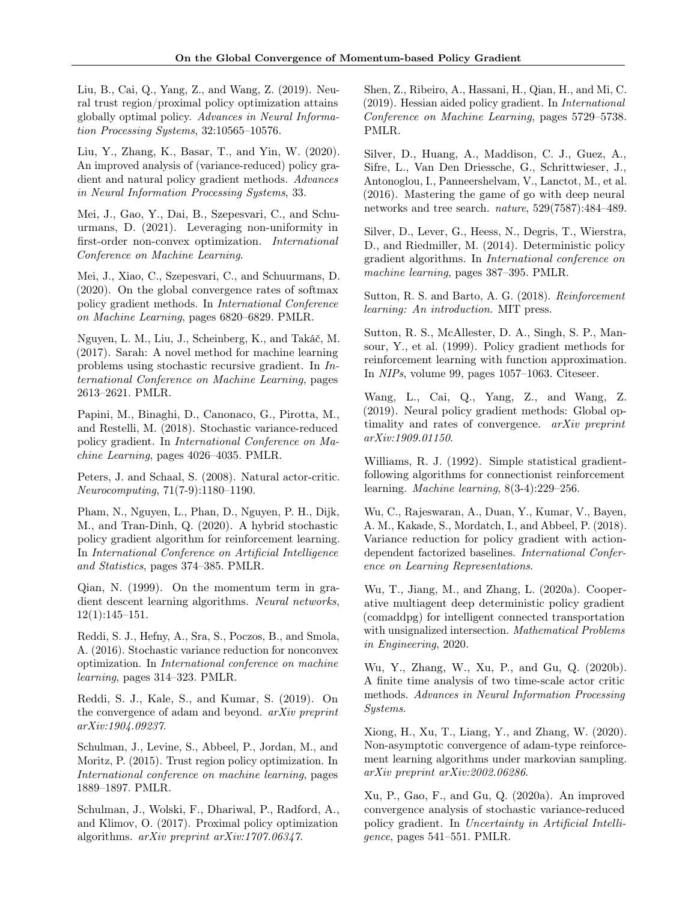Liu, B., Cai, Q., Yang, Z., and Wang, Z. (2019). Neural trust region/proximal policy optimization attains globally optimal policy. *Advances in Neural Information Processing Systems*, 32:10565–10576.

Liu, Y., Zhang, K., Basar, T., and Yin, W. (2020). An improved analysis of (variance-reduced) policy gradient and natural policy gradient methods. *Advances in Neural Information Processing Systems*, 33.

Mei, J., Gao, Y., Dai, B., Szepesvari, C., and Schuurmans, D. (2021). Leveraging non-uniformity in first-order non-convex optimization. *International Conference on Machine Learning*.

Mei, J., Xiao, C., Szepesvari, C., and Schuurmans, D. (2020). On the global convergence rates of softmax policy gradient methods. In *International Conference on Machine Learning*, pages 6820–6829. PMLR.

Nguyen, L. M., Liu, J., Scheinberg, K., and Takáč, M. (2017). Sarah: A novel method for machine learning problems using stochastic recursive gradient. In *International Conference on Machine Learning*, pages 2613–2621. PMLR.

Papini, M., Binaghi, D., Canonaco, G., Pirotta, M., and Restelli, M. (2018). Stochastic variance-reduced policy gradient. In *International Conference on Machine Learning*, pages 4026–4035. PMLR.

Peters, J. and Schaal, S. (2008). Natural actor-critic. *Neurocomputing*, 71(7-9):1180–1190.

Pham, N., Nguyen, L., Phan, D., Nguyen, P. H., Dijk, M., and Tran-Dinh, Q. (2020). A hybrid stochastic policy gradient algorithm for reinforcement learning. In *International Conference on Artificial Intelligence and Statistics*, pages 374–385. PMLR.

Qian, N. (1999). On the momentum term in gradient descent learning algorithms. *Neural networks*, 12(1):145–151.

Reddi, S. J., Hefny, A., Sra, S., Poczos, B., and Smola, A. (2016). Stochastic variance reduction for nonconvex optimization. In *International conference on machine learning*, pages 314–323. PMLR.

Reddi, S. J., Kale, S., and Kumar, S. (2019). On the convergence of adam and beyond. *arXiv preprint arXiv:1904.09237*.

Schulman, J., Levine, S., Abbeel, P., Jordan, M., and Moritz, P. (2015). Trust region policy optimization. In *International conference on machine learning*, pages 1889–1897. PMLR.

Schulman, J., Wolski, F., Dhariwal, P., Radford, A., and Klimov, O. (2017). Proximal policy optimization algorithms. *arXiv preprint arXiv:1707.06347*.

Shen, Z., Ribeiro, A., Hassani, H., Qian, H., and Mi, C. (2019). Hessian aided policy gradient. In *International Conference on Machine Learning*, pages 5729–5738. PMLR.

Silver, D., Huang, A., Maddison, C. J., Guez, A., Sifre, L., Van Den Driessche, G., Schrittwieser, J., Antonoglou, I., Panneershelvam, V., Lanctot, M., et al. (2016). Mastering the game of go with deep neural networks and tree search. *nature*, 529(7587):484–489.

Silver, D., Lever, G., Heess, N., Degris, T., Wierstra, D., and Riedmiller, M. (2014). Deterministic policy gradient algorithms. In *International conference on machine learning*, pages 387–395. PMLR.

Sutton, R. S. and Barto, A. G. (2018). *Reinforcement learning: An introduction*. MIT press.

Sutton, R. S., McAllester, D. A., Singh, S. P., Mansour, Y., et al. (1999). Policy gradient methods for reinforcement learning with function approximation. In *NIPs*, volume 99, pages 1057–1063. Citeseer.

Wang, L., Cai, Q., Yang, Z., and Wang, Z. (2019). Neural policy gradient methods: Global optimality and rates of convergence. *arXiv preprint arXiv:1909.01150*.

Williams, R. J. (1992). Simple statistical gradient-following algorithms for connectionist reinforcement learning. *Machine learning*, 8(3-4):229–256.

Wu, C., Rajeswaran, A., Duan, Y., Kumar, V., Bayen, A. M., Kakade, S., Mordatch, I., and Abbeel, P. (2018). Variance reduction for policy gradient with action-dependent factorized baselines. *International Conference on Learning Representations*.

Wu, T., Jiang, M., and Zhang, L. (2020a). Cooperative multiagent deep deterministic policy gradient (comaddpg) for intelligent connected transportation with unsignalized intersection. *Mathematical Problems in Engineering*, 2020.

Wu, Y., Zhang, W., Xu, P., and Gu, Q. (2020b). A finite time analysis of two time-scale actor critic methods. *Advances in Neural Information Processing Systems*.

Xiong, H., Xu, T., Liang, Y., and Zhang, W. (2020). Non-asymptotic convergence of adam-type reinforcement learning algorithms under markovian sampling. *arXiv preprint arXiv:2002.06286*.

Xu, P., Gao, F., and Gu, Q. (2020a). An improved convergence analysis of stochastic variance-reduced policy gradient. In *Uncertainty in Artificial Intelligence*, pages 541–551. PMLR.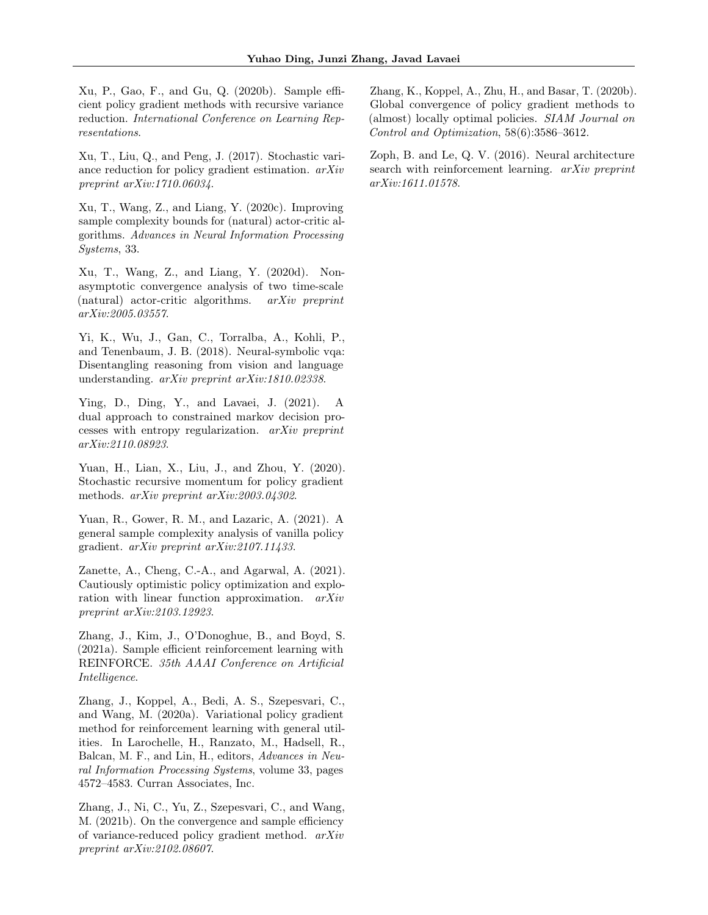Xu, P., Gao, F., and Gu, Q. (2020b). Sample efficient policy gradient methods with recursive variance reduction. *International Conference on Learning Representations*.

Xu, T., Liu, Q., and Peng, J. (2017). Stochastic variance reduction for policy gradient estimation. *arXiv preprint arXiv:1710.06034*.

Xu, T., Wang, Z., and Liang, Y. (2020c). Improving sample complexity bounds for (natural) actor-critic algorithms. *Advances in Neural Information Processing Systems*, 33.

Xu, T., Wang, Z., and Liang, Y. (2020d). Non-asymptotic convergence analysis of two time-scale (natural) actor-critic algorithms. *arXiv preprint arXiv:2005.03557*.

Yi, K., Wu, J., Gan, C., Torralba, A., Kohli, P., and Tenenbaum, J. B. (2018). Neural-symbolic vqa: Disentangling reasoning from vision and language understanding. *arXiv preprint arXiv:1810.02338*.

Ying, D., Ding, Y., and Lavaei, J. (2021). A dual approach to constrained markov decision processes with entropy regularization. *arXiv preprint arXiv:2110.08923*.

Yuan, H., Lian, X., Liu, J., and Zhou, Y. (2020). Stochastic recursive momentum for policy gradient methods. *arXiv preprint arXiv:2003.04302*.

Yuan, R., Gower, R. M., and Lazaric, A. (2021). A general sample complexity analysis of vanilla policy gradient. *arXiv preprint arXiv:2107.11433*.

Zanette, A., Cheng, C.-A., and Agarwal, A. (2021). Cautiously optimistic policy optimization and exploration with linear function approximation. *arXiv preprint arXiv:2103.12923*.

Zhang, J., Kim, J., O'Donoghue, B., and Boyd, S. (2021a). Sample efficient reinforcement learning with REINFORCE. *35th AAAI Conference on Artificial Intelligence*.

Zhang, J., Koppel, A., Bedi, A. S., Szepesvari, C., and Wang, M. (2020a). Variational policy gradient method for reinforcement learning with general utilities. In Larochelle, H., Ranzato, M., Hadsell, R., Balcan, M. F., and Lin, H., editors, *Advances in Neural Information Processing Systems*, volume 33, pages 4572–4583. Curran Associates, Inc.

Zhang, J., Ni, C., Yu, Z., Szepesvari, C., and Wang, M. (2021b). On the convergence and sample efficiency of variance-reduced policy gradient method. *arXiv preprint arXiv:2102.08607*.

Zhang, K., Koppel, A., Zhu, H., and Basar, T. (2020b). Global convergence of policy gradient methods to (almost) locally optimal policies. *SIAM Journal on Control and Optimization*, 58(6):3586–3612.

Zoph, B. and Le, Q. V. (2016). Neural architecture search with reinforcement learning. *arXiv preprint arXiv:1611.01578*.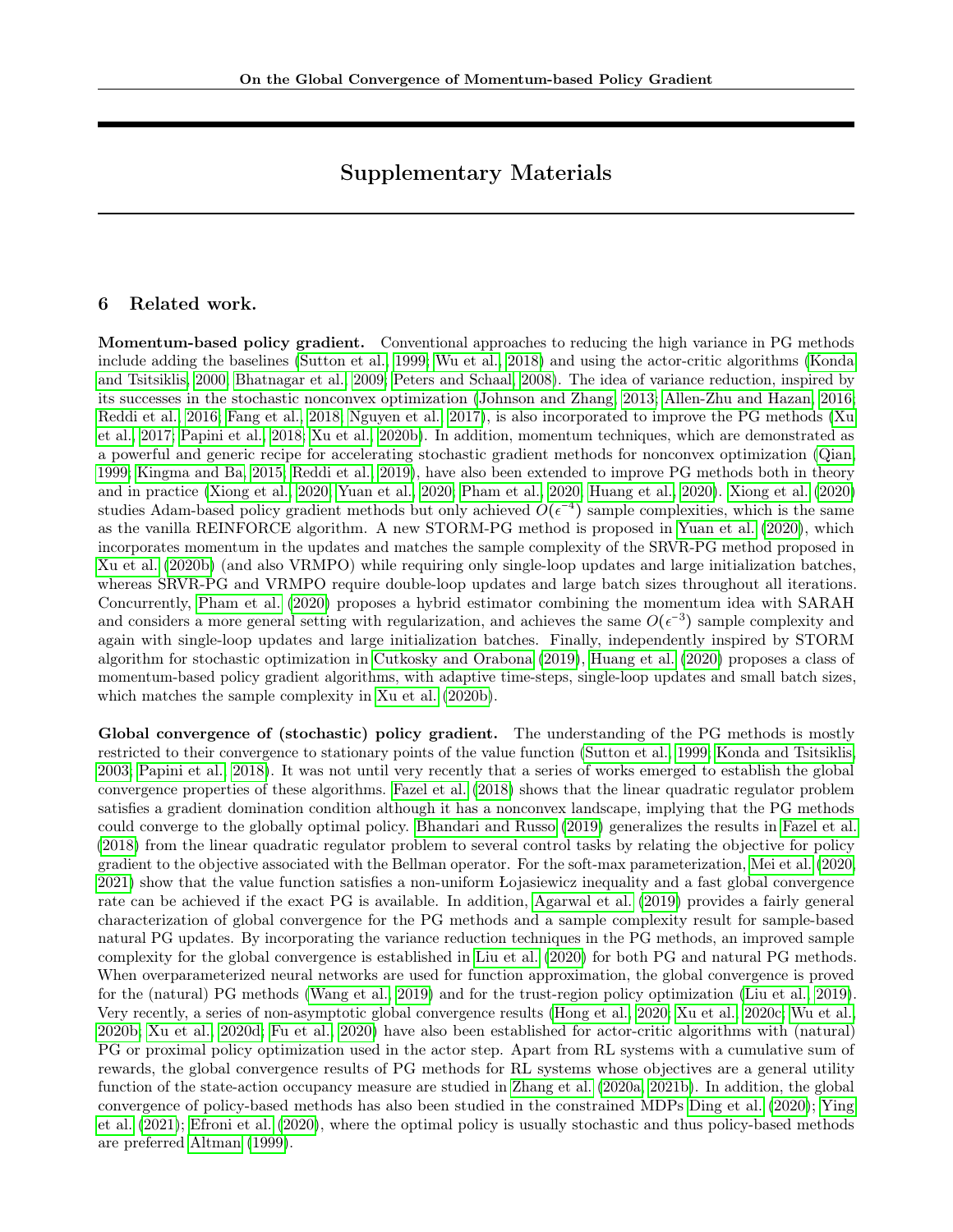# Supplementary Materials

## 6 Related work.

**Momentum-based policy gradient.** Conventional approaches to reducing the high variance in PG methods include adding the baselines (Sutton et al., 1999; Wu et al., 2018) and using the actor-critic algorithms (Konda and Tsitsiklis, 2000; Bhatnagar et al., 2009; Peters and Schaal, 2008). The idea of variance reduction, inspired by its successes in the stochastic nonconvex optimization (Johnson and Zhang, 2013; Allen-Zhu and Hazan, 2016; Reddi et al., 2016; Fang et al., 2018; Nguyen et al., 2017), is also incorporated to improve the PG methods (Xu et al., 2017; Papini et al., 2018; Xu et al., 2020b). In addition, momentum techniques, which are demonstrated as a powerful and generic recipe for accelerating stochastic gradient methods for nonconvex optimization (Qian, 1999; Kingma and Ba, 2015; Reddi et al., 2019), have also been extended to improve PG methods both in theory and in practice (Xiong et al., 2020; Yuan et al., 2020; Pham et al., 2020; Huang et al., 2020). Xiong et al. (2020) studies Adam-based policy gradient methods but only achieved $O(\epsilon^{-4})$ sample complexities, which is the same as the vanilla REINFORCE algorithm. A new STORM-PG method is proposed in Yuan et al. (2020), which incorporates momentum in the updates and matches the sample complexity of the SRVR-PG method proposed in Xu et al. (2020b) (and also VRMPO) while requiring only single-loop updates and large initialization batches, whereas SRVR-PG and VRMPO require double-loop updates and large batch sizes throughout all iterations. Concurrently, Pham et al. (2020) proposes a hybrid estimator combining the momentum idea with SARAH and considers a more general setting with regularization, and achieves the same $O(\epsilon^{-3})$ sample complexity and again with single-loop updates and large initialization batches. Finally, independently inspired by STORM algorithm for stochastic optimization in Cutkosky and Orabona (2019), Huang et al. (2020) proposes a class of momentum-based policy gradient algorithms, with adaptive time-steps, single-loop updates and small batch sizes, which matches the sample complexity in Xu et al. (2020b).

**Global convergence of (stochastic) policy gradient.** The understanding of the PG methods is mostly restricted to their convergence to stationary points of the value function (Sutton et al., 1999; Konda and Tsitsiklis, 2003; Papini et al., 2018). It was not until very recently that a series of works emerged to establish the global convergence properties of these algorithms. Fazel et al. (2018) shows that the linear quadratic regulator problem satisfies a gradient domination condition although it has a nonconvex landscape, implying that the PG methods could converge to the globally optimal policy. Bhandari and Russo (2019) generalizes the results in Fazel et al. (2018) from the linear quadratic regulator problem to several control tasks by relating the objective for policy gradient to the objective associated with the Bellman operator. For the soft-max parameterization, Mei et al. (2020, 2021) show that the value function satisfies a non-uniform Łojasiewicz inequality and a fast global convergence rate can be achieved if the exact PG is available. In addition, Agarwal et al. (2019) provides a fairly general characterization of global convergence for the PG methods and a sample complexity result for sample-based natural PG updates. By incorporating the variance reduction techniques in the PG methods, an improved sample complexity for the global convergence is established in Liu et al. (2020) for both PG and natural PG methods. When overparameterized neural networks are used for function approximation, the global convergence is proved for the (natural) PG methods (Wang et al., 2019) and for the trust-region policy optimization (Liu et al., 2019). Very recently, a series of non-asymptotic global convergence results (Hong et al., 2020; Xu et al., 2020c; Wu et al., 2020b; Xu et al., 2020d; Fu et al., 2020) have also been established for actor-critic algorithms with (natural) PG or proximal policy optimization used in the actor step. Apart from RL systems with a cumulative sum of rewards, the global convergence results of PG methods for RL systems whose objectives are a general utility function of the state-action occupancy measure are studied in Zhang et al. (2020a, 2021b). In addition, the global convergence of policy-based methods has also been studied in the constrained MDPs Ding et al. (2020); Ying et al. (2021); Efroni et al. (2020), where the optimal policy is usually stochastic and thus policy-based methods are preferred Altman (1999).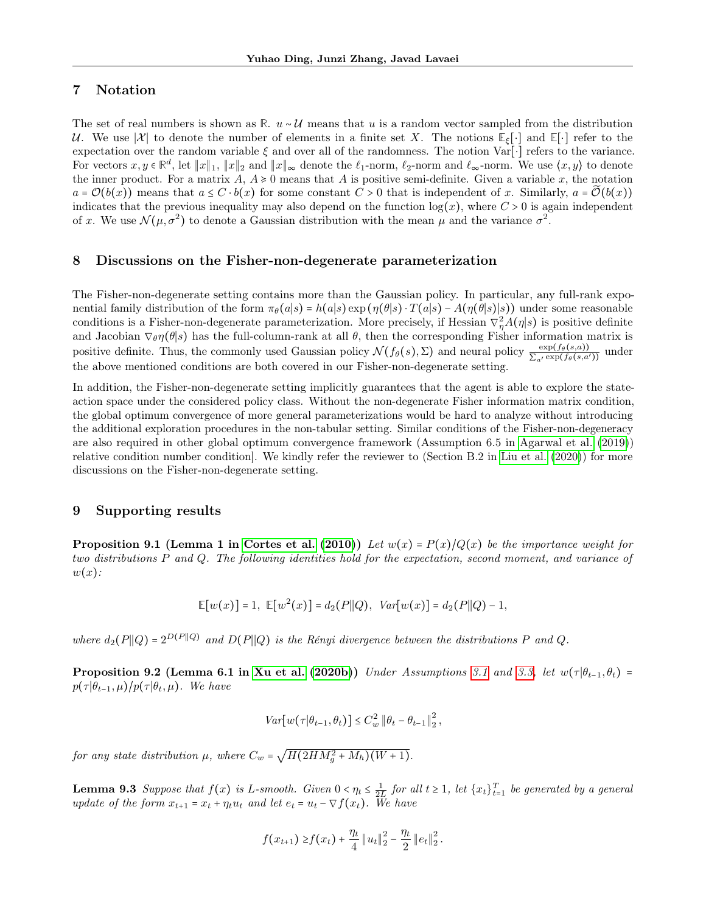## 7 Notation

The set of real numbers is shown as $\mathbb{R}$. $u \sim \mathcal{U}$ means that $u$ is a random vector sampled from the distribution $\mathcal{U}$. We use $|\mathcal{X}|$ to denote the number of elements in a finite set $X$. The notions $\mathbb{E}_{\xi}[\cdot]$ and $\mathbb{E}[\cdot]$ refer to the expectation over the random variable $\xi$ and over all of the randomness. The notion $\text{Var}[\cdot]$ refers to the variance. For vectors $x, y \in \mathbb{R}^d$, let $\|x\|_1$, $\|x\|_2$ and $\|x\|_\infty$ denote the $\ell_1$-norm, $\ell_2$-norm and $\ell_\infty$-norm. We use $\langle x, y \rangle$ to denote the inner product. For a matrix $A$, $A \succcurlyeq 0$ means that $A$ is positive semi-definite. Given a variable $x$, the notation $a = \mathcal{O}(b(x))$ means that $a \leq C \cdot b(x)$ for some constant $C > 0$ that is independent of $x$. Similarly, $a = \widetilde{\mathcal{O}}(b(x))$ indicates that the previous inequality may also depend on the function $\log(x)$, where $C > 0$ is again independent of $x$. We use $\mathcal{N}(\mu, \sigma^2)$ to denote a Gaussian distribution with the mean $\mu$ and the variance $\sigma^2$.

## 8 Discussions on the Fisher-non-degenerate parameterization

The Fisher-non-degenerate setting contains more than the Gaussian policy. In particular, any full-rank exponential family distribution of the form $\pi_\theta(a|s) = h(a|s)\exp(\eta(\theta|s) \cdot T(a|s) - A(\eta(\theta|s)|s))$ under some reasonable conditions is a Fisher-non-degenerate parameterization. More precisely, if Hessian $\nabla^2_\eta A(\eta|s)$ is positive definite and Jacobian $\nabla_\theta \eta(\theta|s)$ has the full-column-rank at all $\theta$, then the corresponding Fisher information matrix is positive definite. Thus, the commonly used Gaussian policy $\mathcal{N}(f_\theta(s), \Sigma)$ and neural policy $\frac{\exp(f_\theta(s,a))}{\sum_{a'}\exp(f_\theta(s,a'))}$ under the above mentioned conditions are both covered in our Fisher-non-degenerate setting.

In addition, the Fisher-non-degenerate setting implicitly guarantees that the agent is able to explore the state-action space under the considered policy class. Without the non-degenerate Fisher information matrix condition, the global optimum convergence of more general parameterizations would be hard to analyze without introducing the additional exploration procedures in the non-tabular setting. Similar conditions of the Fisher-non-degeneracy are also required in other global optimum convergence framework (Assumption 6.5 in Agarwal et al. (2019)) relative condition number condition]. We kindly refer the reviewer to (Section B.2 in Liu et al. (2020)) for more discussions on the Fisher-non-degenerate setting.

## 9 Supporting results

**Proposition 9.1 (Lemma 1 in Cortes et al. (2010))** *Let $w(x) = P(x)/Q(x)$ be the importance weight for two distributions $P$ and $Q$. The following identities hold for the expectation, second moment, and variance of $w(x)$:*

$$\mathbb{E}[w(x)] = 1, \ \mathbb{E}[w^2(x)] = d_2(P\|Q), \ Var[w(x)] = d_2(P\|Q) - 1,$$

*where $d_2(P\|Q) = 2^{D(P\|Q)}$ and $D(P||Q)$ is the Rényi divergence between the distributions $P$ and $Q$.*

**Proposition 9.2 (Lemma 6.1 in Xu et al. (2020b))** *Under Assumptions 3.1 and 3.3, let $w(\tau|\theta_{t-1}, \theta_t) = p(\tau|\theta_{t-1}, \mu)/p(\tau|\theta_t, \mu)$. We have*

$$Var[w(\tau|\theta_{t-1}, \theta_t)] \leq C_w^2 \|\theta_t - \theta_{t-1}\|_2^2,$$

*for any state distribution $\mu$, where $C_w = \sqrt{H(2HM_g^2 + M_h)(W+1)}$.*

**Lemma 9.3** *Suppose that $f(x)$ is $L$-smooth. Given $0 < \eta_t \leq \frac{1}{2L}$ for all $t \geq 1$, let $\{x_t\}_{t=1}^T$ be generated by a general update of the form $x_{t+1} = x_t + \eta_t u_t$ and let $e_t = u_t - \nabla f(x_t)$. We have*

$$f(x_{t+1}) \geq f(x_t) + \frac{\eta_t}{4}\|u_t\|_2^2 - \frac{\eta_t}{2}\|e_t\|_2^2.$$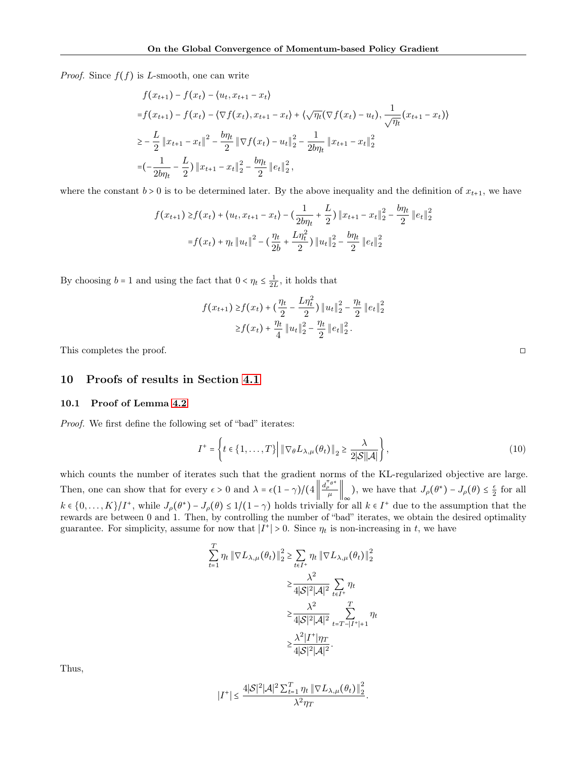*Proof.* Since $f(f)$ is $L$-smooth, one can write

$$
\begin{aligned}
& f(x_{t+1}) - f(x_t) - \langle u_t, x_{t+1} - x_t \rangle \\
=& f(x_{t+1}) - f(x_t) - \langle \nabla f(x_t), x_{t+1} - x_t \rangle + \langle \sqrt{\eta_t}(\nabla f(x_t) - u_t), \frac{1}{\sqrt{\eta_t}}(x_{t+1} - x_t) \rangle \\
\geq & -\frac{L}{2}\|x_{t+1} - x_t\|^2 - \frac{b\eta_t}{2}\|\nabla f(x_t) - u_t\|_2^2 - \frac{1}{2b\eta_t}\|x_{t+1} - x_t\|_2^2 \\
=& (-\frac{1}{2b\eta_t} - \frac{L}{2})\|x_{t+1} - x_t\|_2^2 - \frac{b\eta_t}{2}\|e_t\|_2^2,
\end{aligned}
$$

where the constant $b > 0$ is to be determined later. By the above inequality and the definition of $x_{t+1}$, we have

$$
\begin{aligned}
f(x_{t+1}) \geq & f(x_t) + \langle u_t, x_{t+1} - x_t \rangle - (\frac{1}{2b\eta_t} + \frac{L}{2})\|x_{t+1} - x_t\|_2^2 - \frac{b\eta_t}{2}\|e_t\|_2^2 \\
=& f(x_t) + \eta_t\|u_t\|^2 - (\frac{\eta_t}{2b} + \frac{L\eta_t^2}{2})\|u_t\|_2^2 - \frac{b\eta_t}{2}\|e_t\|_2^2
\end{aligned}
$$

By choosing $b = 1$ and using the fact that $0 < \eta_t \leq \frac{1}{2L}$, it holds that

$$
\begin{aligned}
f(x_{t+1}) \geq & f(x_t) + (\frac{\eta_t}{2} - \frac{L\eta_t^2}{2})\|u_t\|_2^2 - \frac{\eta_t}{2}\|e_t\|_2^2 \\
\geq & f(x_t) + \frac{\eta_t}{4}\|u_t\|_2^2 - \frac{\eta_t}{2}\|e_t\|_2^2.
\end{aligned}
$$

This completes the proof. □

## 10 Proofs of results in Section 4.1

### 10.1 Proof of Lemma 4.2

*Proof.* We first define the following set of "bad" iterates:

$$
I^+ = \left\{ t \in \{1, \ldots, T\} \,\middle|\, \|\nabla_\theta L_{\lambda,\mu}(\theta_t)\|_2 \geq \frac{\lambda}{2|\mathcal{S}||\mathcal{A}|} \right\}, \tag{10}
$$

which counts the number of iterates such that the gradient norms of the KL-regularized objective are large. Then, one can show that for every $\epsilon > 0$ and $\lambda = \epsilon(1-\gamma)/(4\left\|\frac{d_\rho^{\pi_{\theta^*}}}{\mu}\right\|_\infty)$, we have that $J_\rho(\theta^*) - J_\rho(\theta) \leq \frac{\epsilon}{2}$ for all $k \in \{0, \ldots, K\}/I^+$, while $J_\rho(\theta^*) - J_\rho(\theta) \leq 1/(1-\gamma)$ holds trivially for all $k \in I^+$ due to the assumption that the rewards are between 0 and 1. Then, by controlling the number of "bad" iterates, we obtain the desired optimality guarantee. For simplicity, assume for now that $|I^+| > 0$. Since $\eta_t$ is non-increasing in $t$, we have

$$
\begin{aligned}
\sum_{t=1}^{T} \eta_t \|\nabla L_{\lambda,\mu}(\theta_t)\|_2^2 \geq & \sum_{t \in I^+} \eta_t \|\nabla L_{\lambda,\mu}(\theta_t)\|_2^2 \\
\geq & \frac{\lambda^2}{4|\mathcal{S}|^2|\mathcal{A}|^2} \sum_{t \in I^+} \eta_t \\
\geq & \frac{\lambda^2}{4|\mathcal{S}|^2|\mathcal{A}|^2} \sum_{t=T-|I^+|+1}^{T} \eta_t \\
\geq & \frac{\lambda^2 |I^+| \eta_T}{4|\mathcal{S}|^2|\mathcal{A}|^2}.
\end{aligned}
$$

Thus,

$$
|I^+| \leq \frac{4|\mathcal{S}|^2|\mathcal{A}|^2 \sum_{t=1}^{T} \eta_t \|\nabla L_{\lambda,\mu}(\theta_t)\|_2^2}{\lambda^2 \eta_T}.
$$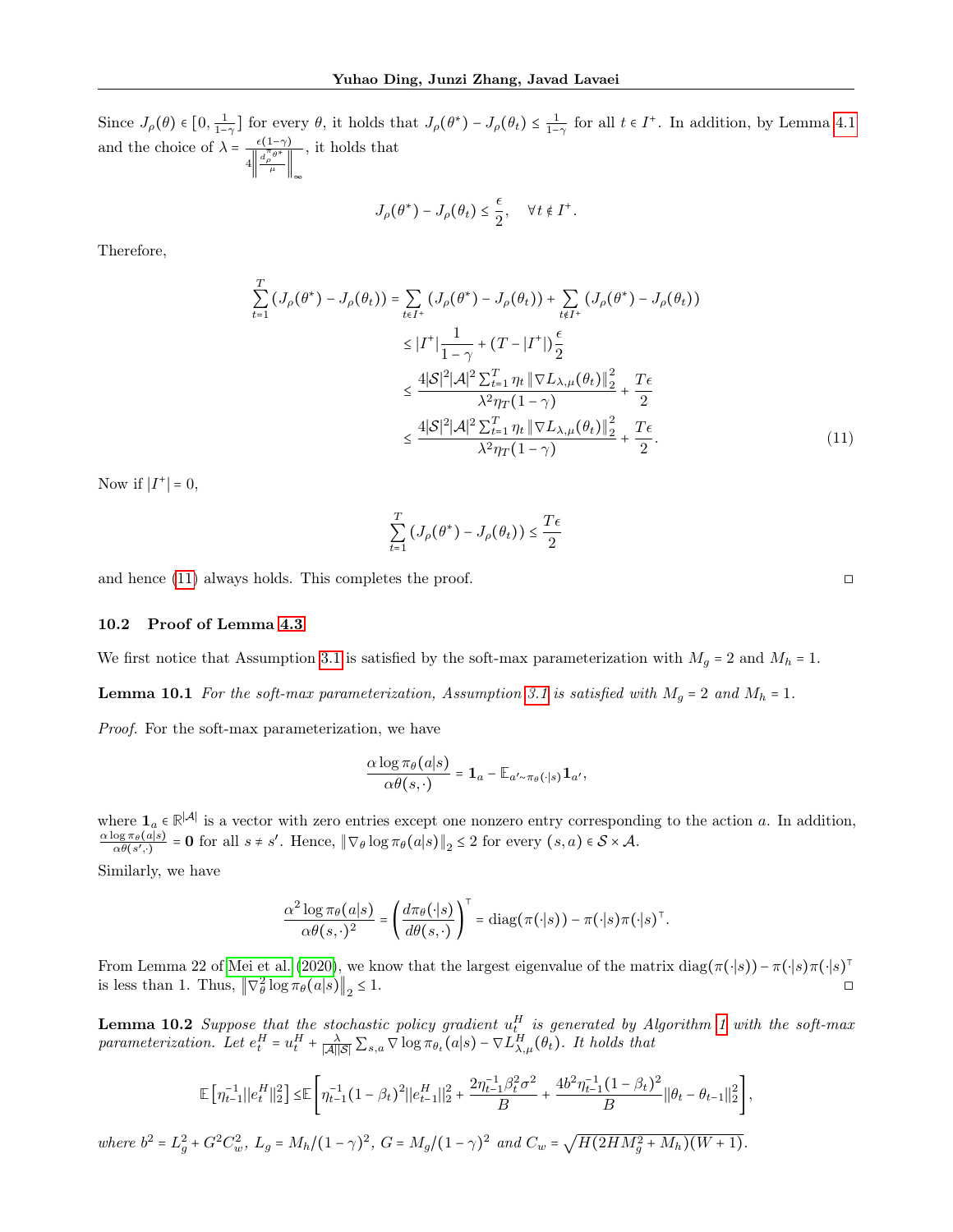Since $J_\rho(\theta) \in [0, \frac{1}{1-\gamma}]$ for every $\theta$, it holds that $J_\rho(\theta^*) - J_\rho(\theta_t) \le \frac{1}{1-\gamma}$ for all $t \in I^+$. In addition, by Lemma 4.1 and the choice of $\lambda = \frac{\epsilon(1-\gamma)}{4\left\|\frac{d_\rho^{\pi_{\theta^*}}}{\mu}\right\|_\infty}$, it holds that

$$
J_\rho(\theta^*) - J_\rho(\theta_t) \le \frac{\epsilon}{2}, \quad \forall t \notin I^+.
$$

Therefore,

$$
\begin{aligned}
\sum_{t=1}^{T} \left(J_\rho(\theta^*) - J_\rho(\theta_t)\right) &= \sum_{t \in I^+} \left(J_\rho(\theta^*) - J_\rho(\theta_t)\right) + \sum_{t \notin I^+} \left(J_\rho(\theta^*) - J_\rho(\theta_t)\right) \\
&\le |I^+| \frac{1}{1-\gamma} + (T - |I^+|)\frac{\epsilon}{2} \\
&\le \frac{4|\mathcal{S}|^2|\mathcal{A}|^2 \sum_{t=1}^{T} \eta_t \left\|\nabla L_{\lambda,\mu}(\theta_t)\right\|_2^2}{\lambda^2 \eta_T (1-\gamma)} + \frac{T\epsilon}{2} \\
&\le \frac{4|\mathcal{S}|^2|\mathcal{A}|^2 \sum_{t=1}^{T} \eta_t \left\|\nabla L_{\lambda,\mu}(\theta_t)\right\|_2^2}{\lambda^2 \eta_T (1-\gamma)} + \frac{T\epsilon}{2}.
\end{aligned} \tag{11}
$$

Now if $|I^+| = 0$,

$$
\sum_{t=1}^{T} \left(J_\rho(\theta^*) - J_\rho(\theta_t)\right) \le \frac{T\epsilon}{2}
$$

and hence (11) always holds. This completes the proof. □

### 10.2 Proof of Lemma 4.3

We first notice that Assumption 3.1 is satisfied by the soft-max parameterization with $M_g = 2$ and $M_h = 1$.

**Lemma 10.1** *For the soft-max parameterization, Assumption 3.1 is satisfied with $M_g = 2$ and $M_h = 1$.*

*Proof.* For the soft-max parameterization, we have

$$
\frac{\alpha \log \pi_\theta(a|s)}{\alpha \theta(s, \cdot)} = \mathbf{1}_a - \mathbb{E}_{a' \sim \pi_\theta(\cdot|s)} \mathbf{1}_{a'},
$$

where $\mathbf{1}_a \in \mathbb{R}^{|\mathcal{A}|}$ is a vector with zero entries except one nonzero entry corresponding to the action $a$. In addition, $\frac{\alpha \log \pi_\theta(a|s)}{\alpha \theta(s', \cdot)} = \mathbf{0}$ for all $s \ne s'$. Hence, $\left\|\nabla_\theta \log \pi_\theta(a|s)\right\|_2 \le 2$ for every $(s,a) \in \mathcal{S} \times \mathcal{A}$.

Similarly, we have

$$
\frac{\alpha^2 \log \pi_\theta(a|s)}{\alpha \theta(s, \cdot)^2} = \left(\frac{d\pi_\theta(\cdot|s)}{d\theta(s, \cdot)}\right)^\top = \mathrm{diag}(\pi(\cdot|s)) - \pi(\cdot|s)\pi(\cdot|s)^\top.
$$

From Lemma 22 of Mei et al. (2020), we know that the largest eigenvalue of the matrix $\mathrm{diag}(\pi(\cdot|s)) - \pi(\cdot|s)\pi(\cdot|s)^\top$ is less than 1. Thus, $\left\|\nabla_\theta^2 \log \pi_\theta(a|s)\right\|_2 \le 1$. □

**Lemma 10.2** *Suppose that the stochastic policy gradient $u_t^H$ is generated by Algorithm 1 with the soft-max parameterization. Let $e_t^H = u_t^H + \frac{\lambda}{|\mathcal{A}||\mathcal{S}|} \sum_{s,a} \nabla \log \pi_{\theta_t}(a|s) - \nabla L_{\lambda,\mu}^H(\theta_t)$. It holds that*

$$
\mathbb{E}\left[\eta_{t-1}^{-1}\|e_t^H\|_2^2\right] \le \mathbb{E}\left[\eta_{t-1}^{-1}(1-\beta_t)^2\|e_{t-1}^H\|_2^2 + \frac{2\eta_{t-1}^{-1}\beta_t^2\sigma^2}{B} + \frac{4b^2\eta_{t-1}^{-1}(1-\beta_t)^2}{B}\|\theta_t - \theta_{t-1}\|_2^2\right],
$$

*where $b^2 = L_g^2 + G^2 C_w^2$, $L_g = M_h/(1-\gamma)^2$, $G = M_g/(1-\gamma)^2$ and $C_w = \sqrt{H(2HM_g^2 + M_h)(W+1)}$.*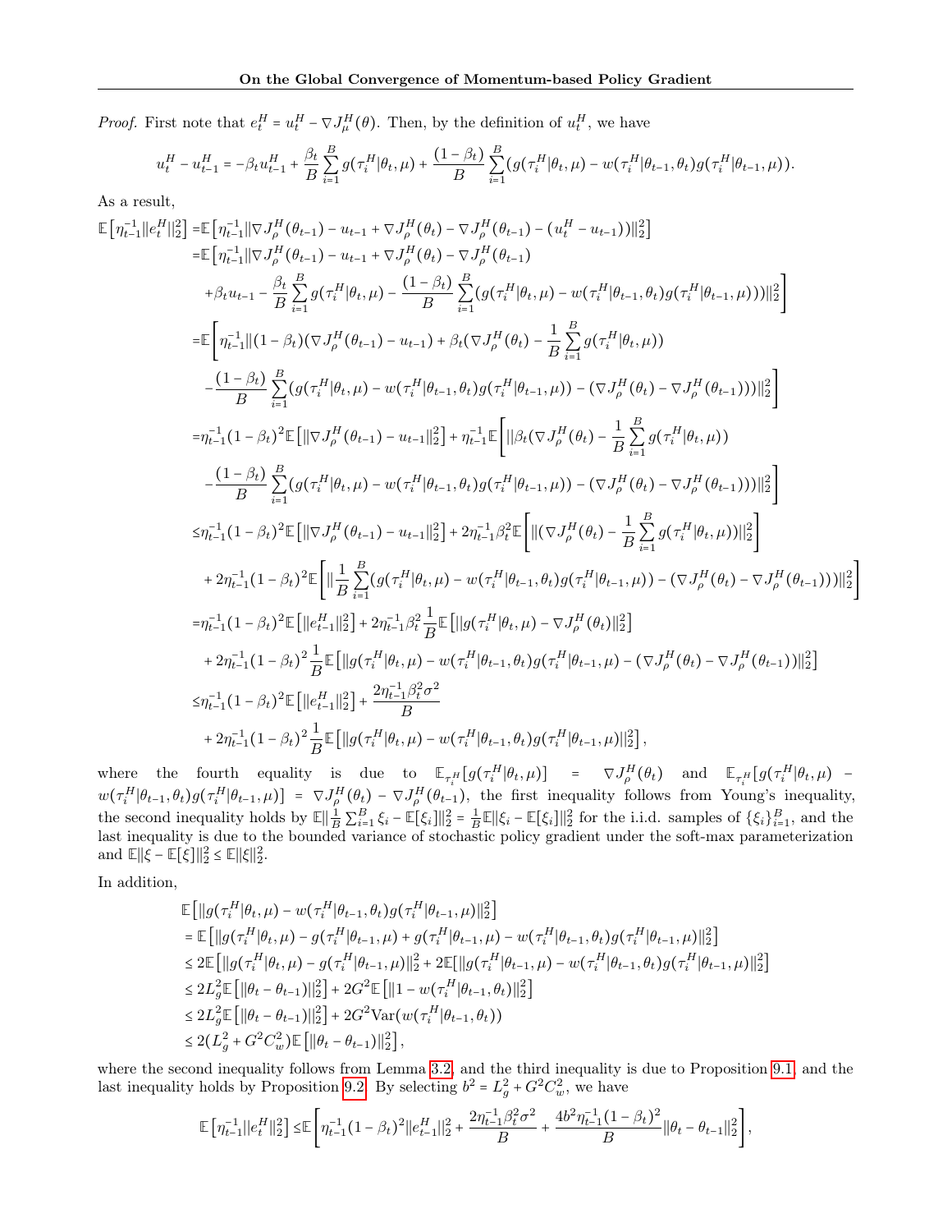*Proof.* First note that $e_t^H = u_t^H - \nabla J_\mu^H(\theta)$. Then, by the definition of $u_t^H$, we have

$$u_t^H - u_{t-1}^H = -\beta_t u_{t-1}^H + \frac{\beta_t}{B}\sum_{i=1}^B g(\tau_i^H|\theta_t,\mu) + \frac{(1-\beta_t)}{B}\sum_{i=1}^B (g(\tau_i^H|\theta_t,\mu) - w(\tau_i^H|\theta_{t-1},\theta_t) g(\tau_i^H|\theta_{t-1},\mu)).$$

As a result,

$$\begin{aligned}
\mathbb{E}\left[\eta_{t-1}^{-1}\|e_t^H\|_2^2\right] =& \mathbb{E}\left[\eta_{t-1}^{-1}\|\nabla J_\rho^H(\theta_{t-1}) - u_{t-1} + \nabla J_\rho^H(\theta_t) - \nabla J_\rho^H(\theta_{t-1}) - (u_t^H - u_{t-1})\|_2^2\right] \\
=& \mathbb{E}\Big[\eta_{t-1}^{-1}\|\nabla J_\rho^H(\theta_{t-1}) - u_{t-1} + \nabla J_\rho^H(\theta_t) - \nabla J_\rho^H(\theta_{t-1}) \\
&+ \beta_t u_{t-1} - \frac{\beta_t}{B}\sum_{i=1}^B g(\tau_i^H|\theta_t,\mu) - \frac{(1-\beta_t)}{B}\sum_{i=1}^B (g(\tau_i^H|\theta_t,\mu) - w(\tau_i^H|\theta_{t-1},\theta_t)g(\tau_i^H|\theta_{t-1},\mu)))\|_2^2\Big] \\
=& \mathbb{E}\Bigg[\eta_{t-1}^{-1}\|(1-\beta_t)(\nabla J_\rho^H(\theta_{t-1}) - u_{t-1}) + \beta_t(\nabla J_\rho^H(\theta_t) - \frac{1}{B}\sum_{i=1}^B g(\tau_i^H|\theta_t,\mu)) \\
&- \frac{(1-\beta_t)}{B}\sum_{i=1}^B (g(\tau_i^H|\theta_t,\mu) - w(\tau_i^H|\theta_{t-1},\theta_t)g(\tau_i^H|\theta_{t-1},\mu)) - (\nabla J_\rho^H(\theta_t) - \nabla J_\rho^H(\theta_{t-1})))\|_2^2\Bigg] \\
=& \eta_{t-1}^{-1}(1-\beta_t)^2\mathbb{E}\left[\|\nabla J_\rho^H(\theta_{t-1}) - u_{t-1}\|_2^2\right] + \eta_{t-1}^{-1}\mathbb{E}\Bigg[\|\beta_t(\nabla J_\rho^H(\theta_t) - \frac{1}{B}\sum_{i=1}^B g(\tau_i^H|\theta_t,\mu)) \\
&- \frac{(1-\beta_t)}{B}\sum_{i=1}^B (g(\tau_i^H|\theta_t,\mu) - w(\tau_i^H|\theta_{t-1},\theta_t)g(\tau_i^H|\theta_{t-1},\mu)) - (\nabla J_\rho^H(\theta_t) - \nabla J_\rho^H(\theta_{t-1})))\|_2^2\Bigg] \\
\le& \eta_{t-1}^{-1}(1-\beta_t)^2\mathbb{E}\left[\|\nabla J_\rho^H(\theta_{t-1}) - u_{t-1}\|_2^2\right] + 2\eta_{t-1}^{-1}\beta_t^2\mathbb{E}\left[\|(\nabla J_\rho^H(\theta_t) - \frac{1}{B}\sum_{i=1}^B g(\tau_i^H|\theta_t,\mu))\|_2^2\right] \\
&+ 2\eta_{t-1}^{-1}(1-\beta_t)^2\mathbb{E}\left[\|\frac{1}{B}\sum_{i=1}^B (g(\tau_i^H|\theta_t,\mu) - w(\tau_i^H|\theta_{t-1},\theta_t)g(\tau_i^H|\theta_{t-1},\mu)) - (\nabla J_\rho^H(\theta_t) - \nabla J_\rho^H(\theta_{t-1})))\|_2^2\right] \\
=& \eta_{t-1}^{-1}(1-\beta_t)^2\mathbb{E}\left[\|e_{t-1}^H\|_2^2\right] + 2\eta_{t-1}^{-1}\beta_t^2\frac{1}{B}\mathbb{E}\left[\|g(\tau_i^H|\theta_t,\mu) - \nabla J_\rho^H(\theta_t)\|_2^2\right] \\
&+ 2\eta_{t-1}^{-1}(1-\beta_t)^2\frac{1}{B}\mathbb{E}\left[\|g(\tau_i^H|\theta_t,\mu) - w(\tau_i^H|\theta_{t-1},\theta_t)g(\tau_i^H|\theta_{t-1},\mu) - (\nabla J_\rho^H(\theta_t) - \nabla J_\rho^H(\theta_{t-1}))\|_2^2\right] \\
\le& \eta_{t-1}^{-1}(1-\beta_t)^2\mathbb{E}\left[\|e_{t-1}^H\|_2^2\right] + \frac{2\eta_{t-1}^{-1}\beta_t^2\sigma^2}{B} \\
&+ 2\eta_{t-1}^{-1}(1-\beta_t)^2\frac{1}{B}\mathbb{E}\left[\|g(\tau_i^H|\theta_t,\mu) - w(\tau_i^H|\theta_{t-1},\theta_t)g(\tau_i^H|\theta_{t-1},\mu)\|_2^2\right],
\end{aligned}$$

where the fourth equality is due to $\mathbb{E}_{\tau_i^H}[g(\tau_i^H|\theta_t,\mu)] = \nabla J_\rho^H(\theta_t)$ and $\mathbb{E}_{\tau_i^H}[g(\tau_i^H|\theta_t,\mu) - w(\tau_i^H|\theta_{t-1},\theta_t)g(\tau_i^H|\theta_{t-1},\mu)] = \nabla J_\rho^H(\theta_t) - \nabla J_\rho^H(\theta_{t-1})$, the first inequality follows from Young's inequality, the second inequality holds by $\mathbb{E}\|\frac{1}{B}\sum_{i=1}^B \xi_i - \mathbb{E}[\xi_i]\|_2^2 = \frac{1}{B}\mathbb{E}\|\xi_i - \mathbb{E}[\xi_i]\|_2^2$ for the i.i.d. samples of $\{\xi_i\}_{i=1}^B$, and the last inequality is due to the bounded variance of stochastic policy gradient under the soft-max parameterization and $\mathbb{E}\|\xi - \mathbb{E}[\xi]\|_2^2 \le \mathbb{E}\|\xi\|_2^2$.

In addition,

$$\begin{aligned}
&\mathbb{E}\left[\|g(\tau_i^H|\theta_t,\mu) - w(\tau_i^H|\theta_{t-1},\theta_t)g(\tau_i^H|\theta_{t-1},\mu)\|_2^2\right] \\
&= \mathbb{E}\left[\|g(\tau_i^H|\theta_t,\mu) - g(\tau_i^H|\theta_{t-1},\mu) + g(\tau_i^H|\theta_{t-1},\mu) - w(\tau_i^H|\theta_{t-1},\theta_t)g(\tau_i^H|\theta_{t-1},\mu)\|_2^2\right] \\
&\le 2\mathbb{E}\left[\|g(\tau_i^H|\theta_t,\mu) - g(\tau_i^H|\theta_{t-1},\mu)\|_2^2 + 2\mathbb{E}[\|g(\tau_i^H|\theta_{t-1},\mu) - w(\tau_i^H|\theta_{t-1},\theta_t)g(\tau_i^H|\theta_{t-1},\mu)\|_2^2\right] \\
&\le 2L_g^2\mathbb{E}\left[\|\theta_t - \theta_{t-1})\|_2^2\right] + 2G^2\mathbb{E}\left[\|1 - w(\tau_i^H|\theta_{t-1},\theta_t)\|_2^2\right] \\
&\le 2L_g^2\mathbb{E}\left[\|\theta_t - \theta_{t-1})\|_2^2\right] + 2G^2\mathrm{Var}(w(\tau_i^H|\theta_{t-1},\theta_t)) \\
&\le 2(L_g^2 + G^2C_w^2)\mathbb{E}\left[\|\theta_t - \theta_{t-1})\|_2^2\right],
\end{aligned}$$

where the second inequality follows from Lemma 3.2, and the third inequality is due to Proposition 9.1, and the last inequality holds by Proposition 9.2. By selecting $b^2 = L_g^2 + G^2C_w^2$, we have

$$\mathbb{E}\left[\eta_{t-1}^{-1}\|e_t^H\|_2^2\right] \le \mathbb{E}\left[\eta_{t-1}^{-1}(1-\beta_t)^2\|e_{t-1}^H\|_2^2 + \frac{2\eta_{t-1}^{-1}\beta_t^2\sigma^2}{B} + \frac{4b^2\eta_{t-1}^{-1}(1-\beta_t)^2}{B}\|\theta_t - \theta_{t-1}\|_2^2\right],$$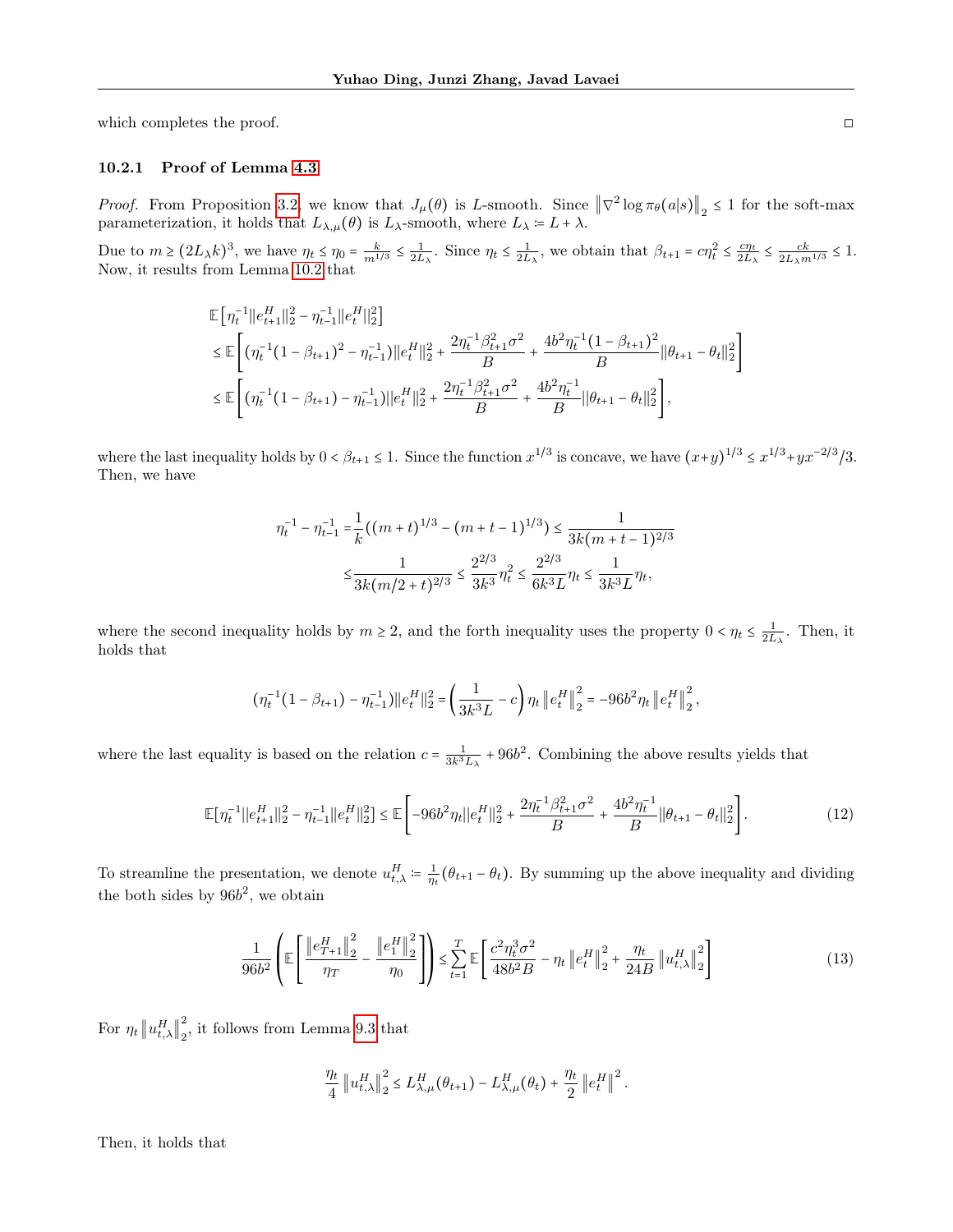which completes the proof. $\square$

#### 10.2.1 Proof of Lemma 4.3

*Proof.* From Proposition 3.2, we know that $J_\mu(\theta)$ is $L$-smooth. Since $\left\|\nabla^2 \log \pi_\theta(a|s)\right\|_2 \le 1$ for the soft-max parameterization, it holds that $L_{\lambda,\mu}(\theta)$ is $L_\lambda$-smooth, where $L_\lambda \coloneqq L + \lambda$.

Due to $m \ge (2L_\lambda k)^3$, we have $\eta_t \le \eta_0 = \frac{k}{m^{1/3}} \le \frac{1}{2L_\lambda}$. Since $\eta_t \le \frac{1}{2L_\lambda}$, we obtain that $\beta_{t+1} = c\eta_t^2 \le \frac{c\eta_t}{2L_\lambda} \le \frac{ck}{2L_\lambda m^{1/3}} \le 1$. Now, it results from Lemma 10.2 that

$$
\begin{aligned}
&\mathbb{E}\left[\eta_t^{-1}\|e_{t+1}^H\|_2^2 - \eta_{t-1}^{-1}\|e_t^H\|_2^2\right] \\
&\le \mathbb{E}\left[(\eta_t^{-1}(1-\beta_{t+1})^2 - \eta_{t-1}^{-1})\|e_t^H\|_2^2 + \frac{2\eta_t^{-1}\beta_{t+1}^2\sigma^2}{B} + \frac{4b^2\eta_t^{-1}(1-\beta_{t+1})^2}{B}\|\theta_{t+1}-\theta_t\|_2^2\right] \\
&\le \mathbb{E}\left[(\eta_t^{-1}(1-\beta_{t+1}) - \eta_{t-1}^{-1})\|e_t^H\|_2^2 + \frac{2\eta_t^{-1}\beta_{t+1}^2\sigma^2}{B} + \frac{4b^2\eta_t^{-1}}{B}\|\theta_{t+1}-\theta_t\|_2^2\right],
\end{aligned}
$$

where the last inequality holds by $0 < \beta_{t+1} \le 1$. Since the function $x^{1/3}$ is concave, we have $(x+y)^{1/3} \le x^{1/3} + yx^{-2/3}/3$. Then, we have

$$
\begin{aligned}
\eta_t^{-1} - \eta_{t-1}^{-1} =& \frac{1}{k}\left((m+t)^{1/3} - (m+t-1)^{1/3}\right) \le \frac{1}{3k(m+t-1)^{2/3}} \\
\le& \frac{1}{3k(m/2+t)^{2/3}} \le \frac{2^{2/3}}{3k^3}\eta_t^2 \le \frac{2^{2/3}}{6k^3L}\eta_t \le \frac{1}{3k^3L}\eta_t,
\end{aligned}
$$

where the second inequality holds by $m \ge 2$, and the forth inequality uses the property $0 < \eta_t \le \frac{1}{2L_\lambda}$. Then, it holds that

$$
(\eta_t^{-1}(1-\beta_{t+1}) - \eta_{t-1}^{-1})\|e_t^H\|_2^2 = \left(\frac{1}{3k^3L} - c\right)\eta_t \left\|e_t^H\right\|_2^2 = -96b^2\eta_t\left\|e_t^H\right\|_2^2,
$$

where the last equality is based on the relation $c = \frac{1}{3k^3L_\lambda} + 96b^2$. Combining the above results yields that

$$
\mathbb{E}[\eta_t^{-1}\|e_{t+1}^H\|_2^2 - \eta_{t-1}^{-1}\|e_t^H\|_2^2] \le \mathbb{E}\left[-96b^2\eta_t\|e_t^H\|_2^2 + \frac{2\eta_t^{-1}\beta_{t+1}^2\sigma^2}{B} + \frac{4b^2\eta_t^{-1}}{B}\|\theta_{t+1}-\theta_t\|_2^2\right]. \tag{12}
$$

To streamline the presentation, we denote $u_{t,\lambda}^H \coloneqq \frac{1}{\eta_t}(\theta_{t+1}-\theta_t)$. By summing up the above inequality and dividing the both sides by $96b^2$, we obtain

$$
\frac{1}{96b^2}\left(\mathbb{E}\left[\frac{\left\|e_{T+1}^H\right\|_2^2}{\eta_T} - \frac{\left\|e_1^H\right\|_2^2}{\eta_0}\right]\right) \le \sum_{t=1}^{T}\mathbb{E}\left[\frac{c^2\eta_t^3\sigma^2}{48b^2B} - \eta_t\left\|e_t^H\right\|_2^2 + \frac{\eta_t}{24B}\left\|u_{t,\lambda}^H\right\|_2^2\right] \tag{13}
$$

For $\eta_t\left\|u_{t,\lambda}^H\right\|_2^2$, it follows from Lemma 9.3 that

$$
\frac{\eta_t}{4}\left\|u_{t,\lambda}^H\right\|_2^2 \le L_{\lambda,\mu}^H(\theta_{t+1}) - L_{\lambda,\mu}^H(\theta_t) + \frac{\eta_t}{2}\left\|e_t^H\right\|^2.
$$

Then, it holds that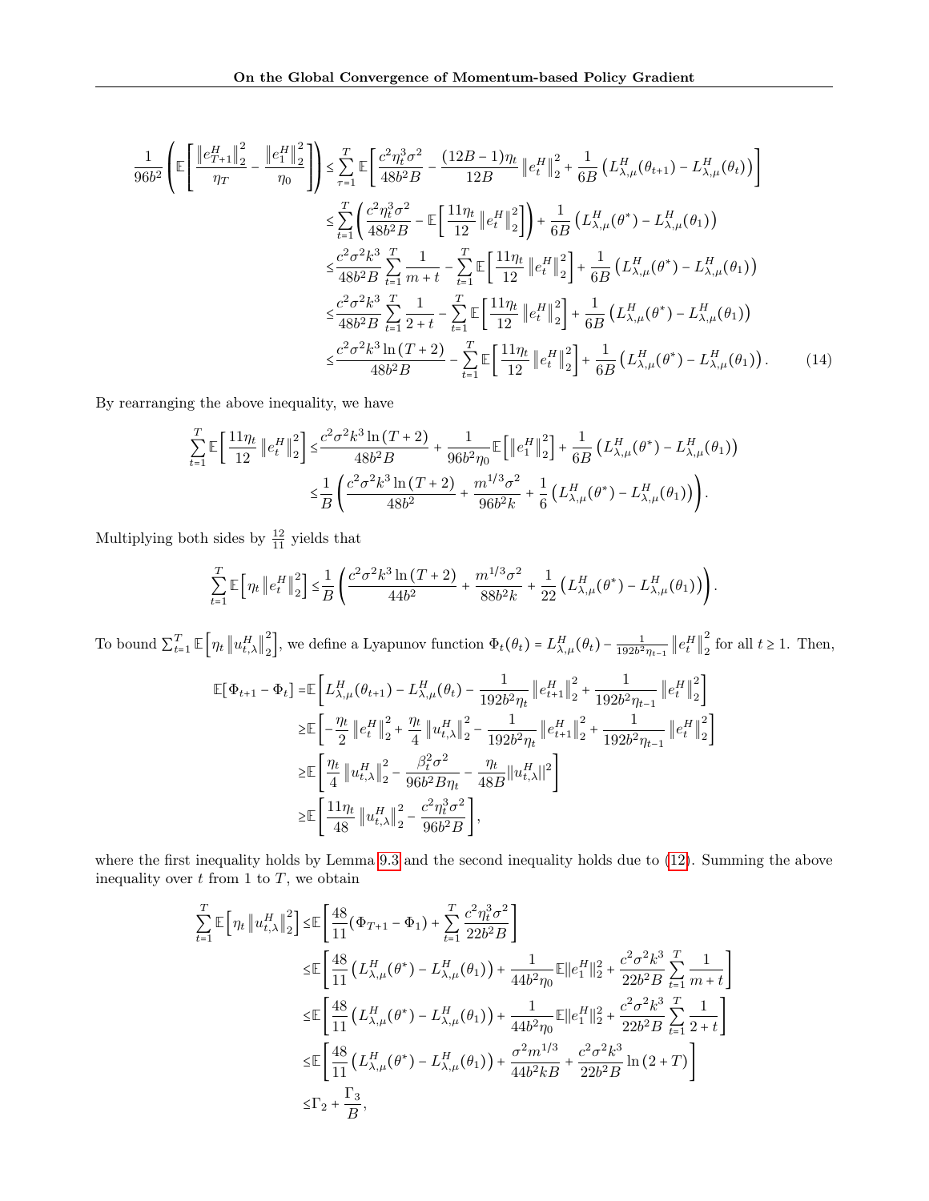$$
\begin{aligned}
\frac{1}{96b^2}\left(\mathbb{E}\left[\frac{\left\|e^H_{T+1}\right\|_2^2}{\eta_T}-\frac{\left\|e^H_1\right\|_2^2}{\eta_0}\right]\right) \leq& \sum_{\tau=1}^{T}\mathbb{E}\left[\frac{c^2\eta_t^3\sigma^2}{48b^2B}-\frac{(12B-1)\eta_t}{12B}\left\|e^H_t\right\|_2^2+\frac{1}{6B}\left(L^H_{\lambda,\mu}(\theta_{t+1})-L^H_{\lambda,\mu}(\theta_t)\right)\right] \\
\leq& \sum_{t=1}^{T}\left(\frac{c^2\eta_t^3\sigma^2}{48b^2B}-\mathbb{E}\left[\frac{11\eta_t}{12}\left\|e^H_t\right\|_2^2\right]\right)+\frac{1}{6B}\left(L^H_{\lambda,\mu}(\theta^*)-L^H_{\lambda,\mu}(\theta_1)\right) \\
\leq& \frac{c^2\sigma^2k^3}{48b^2B}\sum_{t=1}^{T}\frac{1}{m+t}-\sum_{t=1}^{T}\mathbb{E}\left[\frac{11\eta_t}{12}\left\|e^H_t\right\|_2^2\right]+\frac{1}{6B}\left(L^H_{\lambda,\mu}(\theta^*)-L^H_{\lambda,\mu}(\theta_1)\right) \\
\leq& \frac{c^2\sigma^2k^3}{48b^2B}\sum_{t=1}^{T}\frac{1}{2+t}-\sum_{t=1}^{T}\mathbb{E}\left[\frac{11\eta_t}{12}\left\|e^H_t\right\|_2^2\right]+\frac{1}{6B}\left(L^H_{\lambda,\mu}(\theta^*)-L^H_{\lambda,\mu}(\theta_1)\right) \\
\leq& \frac{c^2\sigma^2k^3\ln(T+2)}{48b^2B}-\sum_{t=1}^{T}\mathbb{E}\left[\frac{11\eta_t}{12}\left\|e^H_t\right\|_2^2\right]+\frac{1}{6B}\left(L^H_{\lambda,\mu}(\theta^*)-L^H_{\lambda,\mu}(\theta_1)\right). \qquad (14)
\end{aligned}
$$

By rearranging the above inequality, we have

$$
\begin{aligned}
\sum_{t=1}^{T}\mathbb{E}\left[\frac{11\eta_t}{12}\left\|e^H_t\right\|_2^2\right] \leq& \frac{c^2\sigma^2k^3\ln(T+2)}{48b^2B}+\frac{1}{96b^2\eta_0}\mathbb{E}\left[\left\|e^H_1\right\|_2^2\right]+\frac{1}{6B}\left(L^H_{\lambda,\mu}(\theta^*)-L^H_{\lambda,\mu}(\theta_1)\right) \\
\leq& \frac{1}{B}\left(\frac{c^2\sigma^2k^3\ln(T+2)}{48b^2}+\frac{m^{1/3}\sigma^2}{96b^2k}+\frac{1}{6}\left(L^H_{\lambda,\mu}(\theta^*)-L^H_{\lambda,\mu}(\theta_1)\right)\right).
\end{aligned}
$$

Multiplying both sides by $\frac{12}{11}$ yields that

$$
\sum_{t=1}^{T}\mathbb{E}\left[\eta_t\left\|e^H_t\right\|_2^2\right] \leq \frac{1}{B}\left(\frac{c^2\sigma^2k^3\ln(T+2)}{44b^2}+\frac{m^{1/3}\sigma^2}{88b^2k}+\frac{1}{22}\left(L^H_{\lambda,\mu}(\theta^*)-L^H_{\lambda,\mu}(\theta_1)\right)\right).
$$

To bound $\sum_{t=1}^{T}\mathbb{E}\left[\eta_t\left\|u^H_{t,\lambda}\right\|_2^2\right]$, we define a Lyapunov function $\Phi_t(\theta_t)=L^H_{\lambda,\mu}(\theta_t)-\frac{1}{192b^2\eta_{t-1}}\left\|e^H_t\right\|_2^2$ for all $t\geq 1$. Then,

$$
\begin{aligned}
\mathbb{E}[\Phi_{t+1}-\Phi_t] =& \mathbb{E}\left[L^H_{\lambda,\mu}(\theta_{t+1})-L^H_{\lambda,\mu}(\theta_t)-\frac{1}{192b^2\eta_t}\left\|e^H_{t+1}\right\|_2^2+\frac{1}{192b^2\eta_{t-1}}\left\|e^H_t\right\|_2^2\right] \\
\geq& \mathbb{E}\left[-\frac{\eta_t}{2}\left\|e^H_t\right\|_2^2+\frac{\eta_t}{4}\left\|u^H_{t,\lambda}\right\|_2^2-\frac{1}{192b^2\eta_t}\left\|e^H_{t+1}\right\|_2^2+\frac{1}{192b^2\eta_{t-1}}\left\|e^H_t\right\|_2^2\right] \\
\geq& \mathbb{E}\left[\frac{\eta_t}{4}\left\|u^H_{t,\lambda}\right\|_2^2-\frac{\beta_t^2\sigma^2}{96b^2B\eta_t}-\frac{\eta_t}{48B}\|u^H_{t,\lambda}\|^2\right] \\
\geq& \mathbb{E}\left[\frac{11\eta_t}{48}\left\|u^H_{t,\lambda}\right\|_2^2-\frac{c^2\eta_t^3\sigma^2}{96b^2B}\right],
\end{aligned}
$$

where the first inequality holds by Lemma 9.3 and the second inequality holds due to (12). Summing the above inequality over $t$ from 1 to $T$, we obtain

$$
\begin{aligned}
\sum_{t=1}^{T}\mathbb{E}\left[\eta_t\left\|u^H_{t,\lambda}\right\|_2^2\right] \leq& \mathbb{E}\left[\frac{48}{11}(\Phi_{T+1}-\Phi_1)+\sum_{t=1}^{T}\frac{c^2\eta_t^3\sigma^2}{22b^2B}\right] \\
\leq& \mathbb{E}\left[\frac{48}{11}\left(L^H_{\lambda,\mu}(\theta^*)-L^H_{\lambda,\mu}(\theta_1)\right)+\frac{1}{44b^2\eta_0}\mathbb{E}\|e^H_1\|_2^2+\frac{c^2\sigma^2k^3}{22b^2B}\sum_{t=1}^{T}\frac{1}{m+t}\right] \\
\leq& \mathbb{E}\left[\frac{48}{11}\left(L^H_{\lambda,\mu}(\theta^*)-L^H_{\lambda,\mu}(\theta_1)\right)+\frac{1}{44b^2\eta_0}\mathbb{E}\|e^H_1\|_2^2+\frac{c^2\sigma^2k^3}{22b^2B}\sum_{t=1}^{T}\frac{1}{2+t}\right] \\
\leq& \mathbb{E}\left[\frac{48}{11}\left(L^H_{\lambda,\mu}(\theta^*)-L^H_{\lambda,\mu}(\theta_1)\right)+\frac{\sigma^2m^{1/3}}{44b^2kB}+\frac{c^2\sigma^2k^3}{22b^2B}\ln(2+T)\right] \\
\leq& \Gamma_2+\frac{\Gamma_3}{B},
\end{aligned}
$$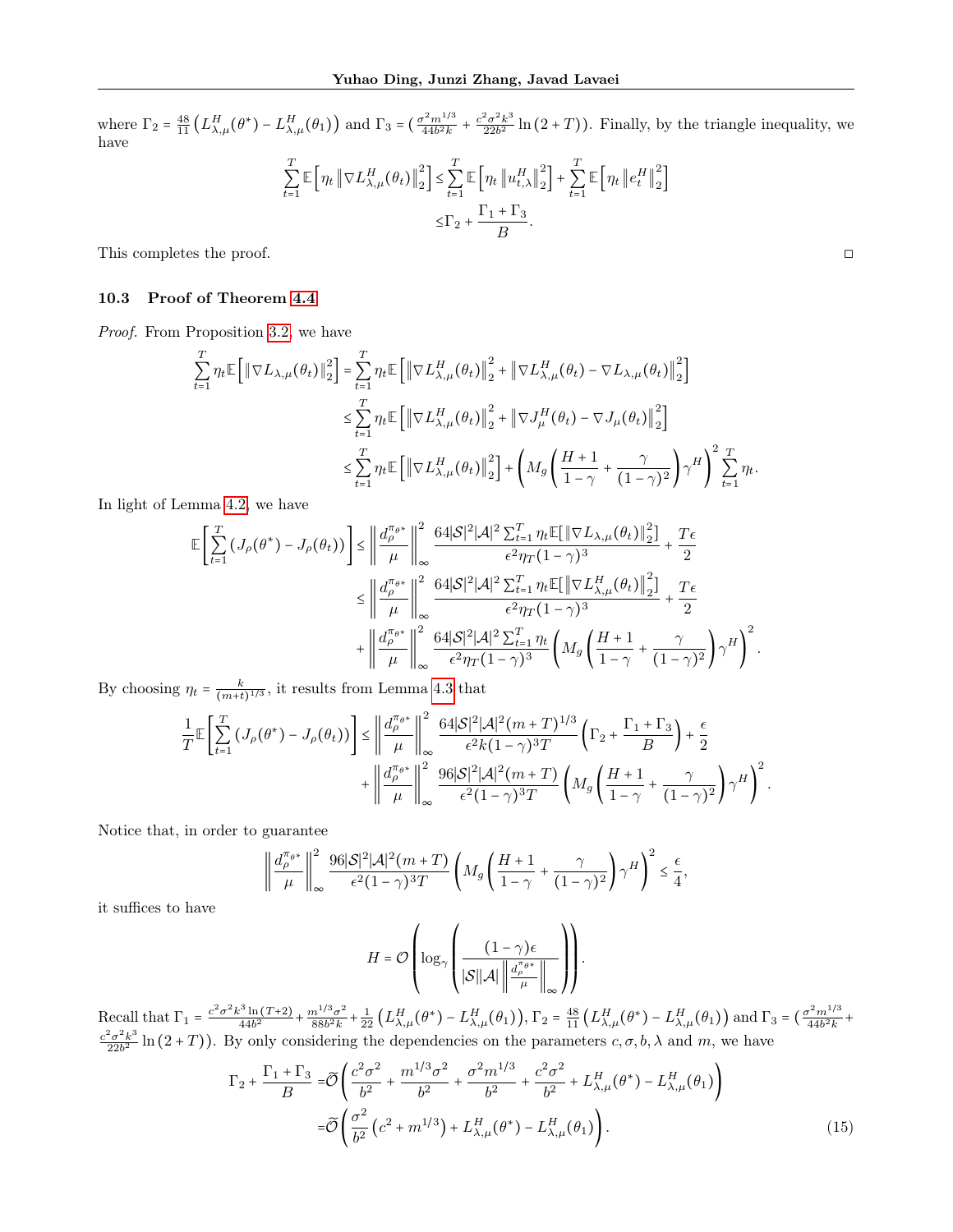where $\Gamma_2 = \frac{48}{11}\left(L^H_{\lambda,\mu}(\theta^*) - L^H_{\lambda,\mu}(\theta_1)\right)$ and $\Gamma_3 = (\frac{\sigma^2 m^{1/3}}{44b^2k} + \frac{c^2\sigma^2k^3}{22b^2}\ln(2+T))$. Finally, by the triangle inequality, we have

$$
\begin{aligned}
\sum_{t=1}^T \mathbb{E}\left[\eta_t \left\|\nabla L^H_{\lambda,\mu}(\theta_t)\right\|_2^2\right] \leq & \sum_{t=1}^T \mathbb{E}\left[\eta_t \left\|u^H_{t,\lambda}\right\|_2^2\right] + \sum_{t=1}^T \mathbb{E}\left[\eta_t \left\|e^H_t\right\|_2^2\right] \\
\leq & \Gamma_2 + \frac{\Gamma_1+\Gamma_3}{B}.
\end{aligned}
$$

This completes the proof. □

### 10.3 Proof of Theorem 4.4

*Proof.* From Proposition 3.2, we have

$$
\begin{aligned}
\sum_{t=1}^T \eta_t \mathbb{E}\left[\left\|\nabla L_{\lambda,\mu}(\theta_t)\right\|_2^2\right] = & \sum_{t=1}^T \eta_t \mathbb{E}\left[\left\|\nabla L^H_{\lambda,\mu}(\theta_t)\right\|_2^2 + \left\|\nabla L^H_{\lambda,\mu}(\theta_t) - \nabla L_{\lambda,\mu}(\theta_t)\right\|_2^2\right] \\
\leq & \sum_{t=1}^T \eta_t \mathbb{E}\left[\left\|\nabla L^H_{\lambda,\mu}(\theta_t)\right\|_2^2 + \left\|\nabla J^H_{\mu}(\theta_t) - \nabla J_{\mu}(\theta_t)\right\|_2^2\right] \\
\leq & \sum_{t=1}^T \eta_t \mathbb{E}\left[\left\|\nabla L^H_{\lambda,\mu}(\theta_t)\right\|_2^2\right] + \left(M_g\left(\frac{H+1}{1-\gamma} + \frac{\gamma}{(1-\gamma)^2}\right)\gamma^H\right)^2 \sum_{t=1}^T \eta_t.
\end{aligned}
$$

In light of Lemma 4.2, we have

$$
\begin{aligned}
\mathbb{E}\left[\sum_{t=1}^T \left(J_\rho(\theta^*) - J_\rho(\theta_t)\right)\right] \leq & \left\|\frac{d^{\pi_{\theta^*}}_\rho}{\mu}\right\|_\infty^2 \frac{64|\mathcal{S}|^2|\mathcal{A}|^2 \sum_{t=1}^T \eta_t \mathbb{E}[\left\|\nabla L_{\lambda,\mu}(\theta_t)\right\|_2^2]}{\epsilon^2 \eta_T (1-\gamma)^3} + \frac{T\epsilon}{2} \\
\leq & \left\|\frac{d^{\pi_{\theta^*}}_\rho}{\mu}\right\|_\infty^2 \frac{64|\mathcal{S}|^2|\mathcal{A}|^2 \sum_{t=1}^T \eta_t \mathbb{E}[\left\|\nabla L^H_{\lambda,\mu}(\theta_t)\right\|_2^2]}{\epsilon^2 \eta_T (1-\gamma)^3} + \frac{T\epsilon}{2} \\
& + \left\|\frac{d^{\pi_{\theta^*}}_\rho}{\mu}\right\|_\infty^2 \frac{64|\mathcal{S}|^2|\mathcal{A}|^2 \sum_{t=1}^T \eta_t}{\epsilon^2 \eta_T (1-\gamma)^3} \left(M_g\left(\frac{H+1}{1-\gamma} + \frac{\gamma}{(1-\gamma)^2}\right)\gamma^H\right)^2.
\end{aligned}
$$

By choosing $\eta_t = \frac{k}{(m+t)^{1/3}}$, it results from Lemma 4.3 that

$$
\begin{aligned}
\frac{1}{T}\mathbb{E}\left[\sum_{t=1}^T \left(J_\rho(\theta^*) - J_\rho(\theta_t)\right)\right] \leq & \left\|\frac{d^{\pi_{\theta^*}}_\rho}{\mu}\right\|_\infty^2 \frac{64|\mathcal{S}|^2|\mathcal{A}|^2 (m+T)^{1/3}}{\epsilon^2 k (1-\gamma)^3 T}\left(\Gamma_2 + \frac{\Gamma_1+\Gamma_3}{B}\right) + \frac{\epsilon}{2} \\
& + \left\|\frac{d^{\pi_{\theta^*}}_\rho}{\mu}\right\|_\infty^2 \frac{96|\mathcal{S}|^2|\mathcal{A}|^2 (m+T)}{\epsilon^2 (1-\gamma)^3 T} \left(M_g\left(\frac{H+1}{1-\gamma} + \frac{\gamma}{(1-\gamma)^2}\right)\gamma^H\right)^2.
\end{aligned}
$$

Notice that, in order to guarantee

$$
\left\|\frac{d^{\pi_{\theta^*}}_\rho}{\mu}\right\|_\infty^2 \frac{96|\mathcal{S}|^2|\mathcal{A}|^2 (m+T)}{\epsilon^2 (1-\gamma)^3 T} \left(M_g\left(\frac{H+1}{1-\gamma} + \frac{\gamma}{(1-\gamma)^2}\right)\gamma^H\right)^2 \leq \frac{\epsilon}{4},
$$

it suffices to have

$$
H = \mathcal{O}\left(\log_\gamma\left(\frac{(1-\gamma)\epsilon}{|\mathcal{S}||\mathcal{A}|\left\|\frac{d^{\pi_{\theta^*}}_\rho}{\mu}\right\|_\infty}\right)\right).
$$

Recall that $\Gamma_1 = \frac{c^2\sigma^2k^3\ln(T+2)}{44b^2} + \frac{m^{1/3}\sigma^2}{88b^2k} + \frac{1}{22}\left(L^H_{\lambda,\mu}(\theta^*) - L^H_{\lambda,\mu}(\theta_1)\right)$, $\Gamma_2 = \frac{48}{11}\left(L^H_{\lambda,\mu}(\theta^*) - L^H_{\lambda,\mu}(\theta_1)\right)$ and $\Gamma_3 = (\frac{\sigma^2 m^{1/3}}{44b^2k} + \frac{c^2\sigma^2k^3}{22b^2}\ln(2+T))$. By only considering the dependencies on the parameters $c, \sigma, b, \lambda$ and $m$, we have

$$
\begin{aligned}
\Gamma_2 + \frac{\Gamma_1+\Gamma_3}{B} = & \widetilde{\mathcal{O}}\left(\frac{c^2\sigma^2}{b^2} + \frac{m^{1/3}\sigma^2}{b^2} + \frac{\sigma^2 m^{1/3}}{b^2} + \frac{c^2\sigma^2}{b^2} + L^H_{\lambda,\mu}(\theta^*) - L^H_{\lambda,\mu}(\theta_1)\right) \\
= & \widetilde{\mathcal{O}}\left(\frac{\sigma^2}{b^2}\left(c^2 + m^{1/3}\right) + L^H_{\lambda,\mu}(\theta^*) - L^H_{\lambda,\mu}(\theta_1)\right). \qquad (15)
\end{aligned}
$$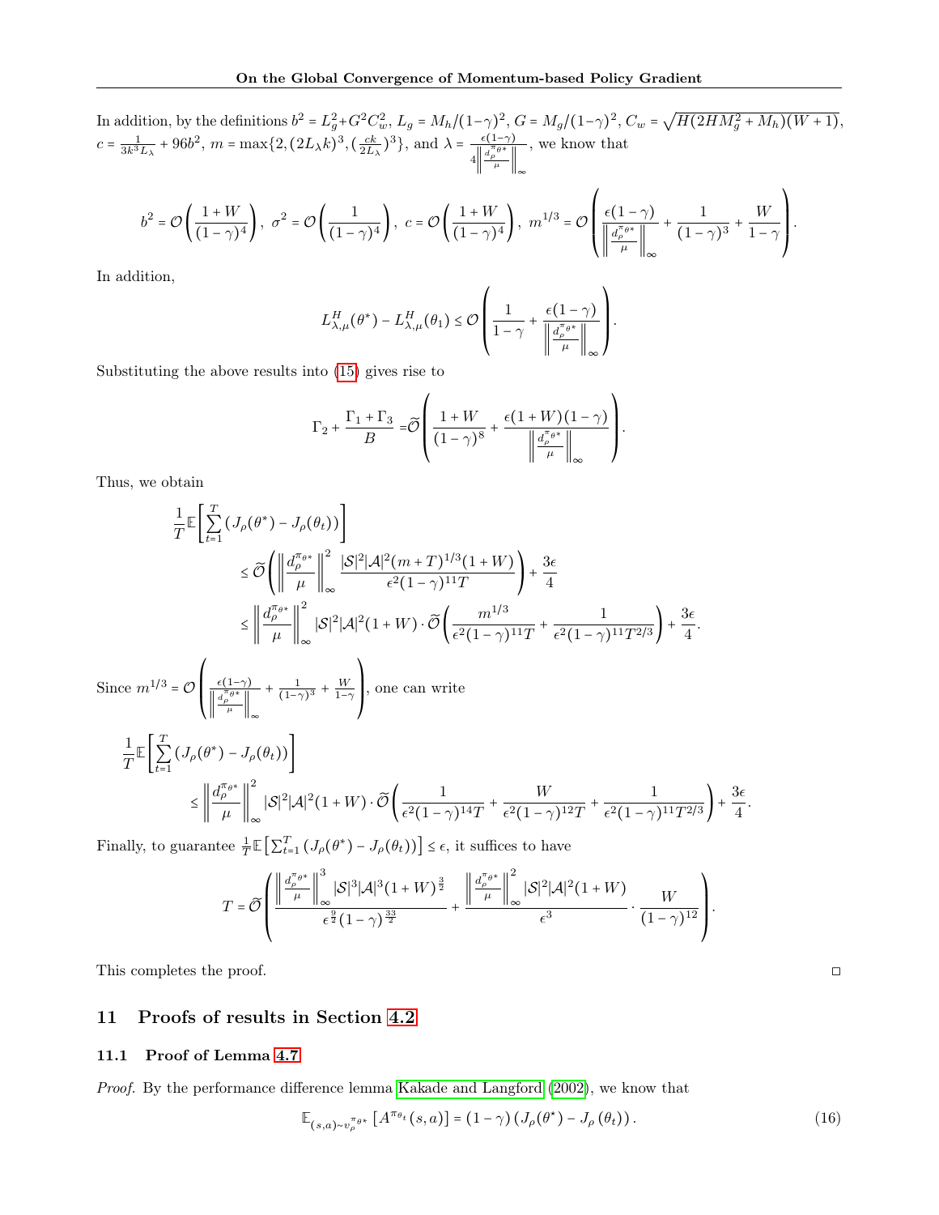In addition, by the definitions $b^2 = L_g^2 + G^2 C_w^2$, $L_g = M_h/(1-\gamma)^2$, $G = M_g/(1-\gamma)^2$, $C_w = \sqrt{H(2HM_g^2 + M_h)(W+1)}$, $c = \frac{1}{3k^3 L_\lambda} + 96b^2$, $m = \max\{2, (2L_\lambda k)^3, (\frac{ck}{2L_\lambda})^3\}$, and $\lambda = \frac{\epsilon(1-\gamma)}{4\left\|\frac{d_\rho^{\pi_{\theta^*}}}{\mu}\right\|_\infty}$, we know that

$$b^2 = \mathcal{O}\left(\frac{1+W}{(1-\gamma)^4}\right),\ \sigma^2 = \mathcal{O}\left(\frac{1}{(1-\gamma)^4}\right),\ c = \mathcal{O}\left(\frac{1+W}{(1-\gamma)^4}\right),\ m^{1/3} = \mathcal{O}\left(\frac{\epsilon(1-\gamma)}{\left\|\frac{d_\rho^{\pi_{\theta^*}}}{\mu}\right\|_\infty} + \frac{1}{(1-\gamma)^3} + \frac{W}{1-\gamma}\right).$$

In addition,

$$L_{\lambda,\mu}^H(\theta^*) - L_{\lambda,\mu}^H(\theta_1) \le \mathcal{O}\left(\frac{1}{1-\gamma} + \frac{\epsilon(1-\gamma)}{\left\|\frac{d_\rho^{\pi_{\theta^*}}}{\mu}\right\|_\infty}\right).$$

Substituting the above results into (15) gives rise to

$$\Gamma_2 + \frac{\Gamma_1 + \Gamma_3}{B} = \widetilde{\mathcal{O}}\left(\frac{1+W}{(1-\gamma)^8} + \frac{\epsilon(1+W)(1-\gamma)}{\left\|\frac{d_\rho^{\pi_{\theta^*}}}{\mu}\right\|_\infty}\right).$$

Thus, we obtain

$$\begin{aligned}
&\frac{1}{T}\mathbb{E}\left[\sum_{t=1}^T \left(J_\rho(\theta^*) - J_\rho(\theta_t)\right)\right] \\
&\quad\le \widetilde{\mathcal{O}}\left(\left\|\frac{d_\rho^{\pi_{\theta^*}}}{\mu}\right\|_\infty^2 \frac{|\mathcal{S}|^2|\mathcal{A}|^2(m+T)^{1/3}(1+W)}{\epsilon^2(1-\gamma)^{11}T}\right) + \frac{3\epsilon}{4} \\
&\quad\le \left\|\frac{d_\rho^{\pi_{\theta^*}}}{\mu}\right\|_\infty^2 |\mathcal{S}|^2|\mathcal{A}|^2(1+W)\cdot\widetilde{\mathcal{O}}\left(\frac{m^{1/3}}{\epsilon^2(1-\gamma)^{11}T} + \frac{1}{\epsilon^2(1-\gamma)^{11}T^{2/3}}\right) + \frac{3\epsilon}{4}.
\end{aligned}$$

Since $m^{1/3} = \mathcal{O}\left(\frac{\epsilon(1-\gamma)}{\left\|\frac{d_\rho^{\pi_{\theta^*}}}{\mu}\right\|_\infty} + \frac{1}{(1-\gamma)^3} + \frac{W}{1-\gamma}\right)$, one can write

$$\begin{aligned}
&\frac{1}{T}\mathbb{E}\left[\sum_{t=1}^T \left(J_\rho(\theta^*) - J_\rho(\theta_t)\right)\right] \\
&\quad\le \left\|\frac{d_\rho^{\pi_{\theta^*}}}{\mu}\right\|_\infty^2 |\mathcal{S}|^2|\mathcal{A}|^2(1+W)\cdot\widetilde{\mathcal{O}}\left(\frac{1}{\epsilon^2(1-\gamma)^{14}T} + \frac{W}{\epsilon^2(1-\gamma)^{12}T} + \frac{1}{\epsilon^2(1-\gamma)^{11}T^{2/3}}\right) + \frac{3\epsilon}{4}.
\end{aligned}$$

Finally, to guarantee $\frac{1}{T}\mathbb{E}\left[\sum_{t=1}^T \left(J_\rho(\theta^*) - J_\rho(\theta_t)\right)\right] \le \epsilon$, it suffices to have

$$T = \widetilde{\mathcal{O}}\left(\frac{\left\|\frac{d_\rho^{\pi_{\theta^*}}}{\mu}\right\|_\infty^3 |\mathcal{S}|^3|\mathcal{A}|^3(1+W)^{\frac{3}{2}}}{\epsilon^{\frac{9}{2}}(1-\gamma)^{\frac{33}{2}}} + \frac{\left\|\frac{d_\rho^{\pi_{\theta^*}}}{\mu}\right\|_\infty^2 |\mathcal{S}|^2|\mathcal{A}|^2(1+W)}{\epsilon^3}\cdot\frac{W}{(1-\gamma)^{12}}\right).$$

This completes the proof. □

## 11 Proofs of results in Section 4.2

### 11.1 Proof of Lemma 4.7

*Proof.* By the performance difference lemma Kakade and Langford (2002), we know that

$$\mathbb{E}_{(s,a)\sim v_\rho^{\pi_{\theta^*}}}\left[A^{\pi_{\theta_t}}(s,a)\right] = (1-\gamma)\left(J_\rho(\theta^*) - J_\rho(\theta_t)\right). \tag{16}$$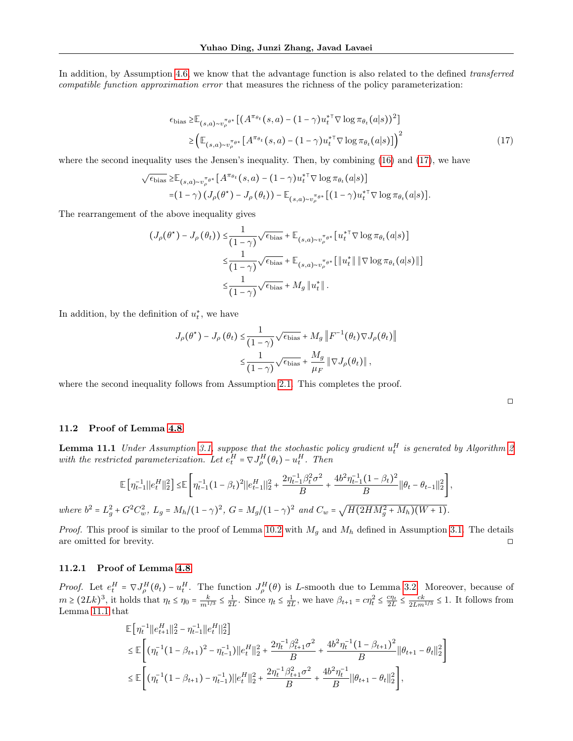In addition, by Assumption 4.6, we know that the advantage function is also related to the defined *transferred compatible function approximation error* that measures the richness of the policy parameterization:

$$
\begin{aligned}
\epsilon_{\text{bias}} \geq & \mathbb{E}_{(s,a)\sim v_\rho^{\pi_{\theta^*}}} \left[ \left( A^{\pi_{\theta_t}}(s,a) - (1-\gamma) u_t^{*\top} \nabla \log \pi_{\theta_t}(a|s) \right)^2 \right] \\
\geq & \left( \mathbb{E}_{(s,a)\sim v_\rho^{\pi_{\theta^*}}} \left[ A^{\pi_{\theta_t}}(s,a) - (1-\gamma) u_t^{*\top} \nabla \log \pi_{\theta_t}(a|s) \right] \right)^2
\end{aligned} \tag{17}
$$

where the second inequality uses the Jensen's inequality. Then, by combining (16) and (17), we have

$$
\begin{aligned}
\sqrt{\epsilon_{\text{bias}}} \geq & \mathbb{E}_{(s,a)\sim v_\rho^{\pi_{\theta^*}}} \left[ A^{\pi_{\theta_t}}(s,a) - (1-\gamma) u_t^{*\top} \nabla \log \pi_{\theta_t}(a|s) \right] \\
= & (1-\gamma) \left( J_\rho(\theta^\star) - J_\rho(\theta_t) \right) - \mathbb{E}_{(s,a)\sim v_\rho^{\pi_{\theta^*}}} \left[ (1-\gamma) u_t^{*\top} \nabla \log \pi_{\theta_t}(a|s) \right].
\end{aligned}
$$

The rearrangement of the above inequality gives

$$
\begin{aligned}
\left( J_\rho(\theta^\star) - J_\rho(\theta_t) \right) \leq & \frac{1}{(1-\gamma)} \sqrt{\epsilon_{\text{bias}}} + \mathbb{E}_{(s,a)\sim v_\rho^{\pi_{\theta^*}}} \left[ u_t^{*\top} \nabla \log \pi_{\theta_t}(a|s) \right] \\
\leq & \frac{1}{(1-\gamma)} \sqrt{\epsilon_{\text{bias}}} + \mathbb{E}_{(s,a)\sim v_\rho^{\pi_{\theta^*}}} \left[ \|u_t^*\| \, \|\nabla \log \pi_{\theta_t}(a|s)\| \right] \\
\leq & \frac{1}{(1-\gamma)} \sqrt{\epsilon_{\text{bias}}} + M_g \|u_t^*\|.
\end{aligned}
$$

In addition, by the definition of $u_t^*$, we have

$$
\begin{aligned}
J_\rho(\theta^\star) - J_\rho(\theta_t) \leq & \frac{1}{(1-\gamma)} \sqrt{\epsilon_{\text{bias}}} + M_g \left\| F^{-1}(\theta_t) \nabla J_\rho(\theta_t) \right\| \\
\leq & \frac{1}{(1-\gamma)} \sqrt{\epsilon_{\text{bias}}} + \frac{M_g}{\mu_F} \|\nabla J_\rho(\theta_t)\|,
\end{aligned}
$$

where the second inequality follows from Assumption 2.1. This completes the proof.

□

## 11.2 Proof of Lemma 4.8

**Lemma 11.1** *Under Assumption 3.1, suppose that the stochastic policy gradient $u_t^H$ is generated by Algorithm 2 with the restricted parameterization. Let $e_t^H = \nabla J_\rho^H(\theta_t) - u_t^H$. Then*

$$
\mathbb{E}\left[ \eta_{t-1}^{-1} \|e_t^H\|_2^2 \right] \leq \mathbb{E}\left[ \eta_{t-1}^{-1}(1-\beta_t)^2 \|e_{t-1}^H\|_2^2 + \frac{2\eta_{t-1}^{-1}\beta_t^2\sigma^2}{B} + \frac{4b^2\eta_{t-1}^{-1}(1-\beta_t)^2}{B} \|\theta_t - \theta_{t-1}\|_2^2 \right],
$$

*where $b^2 = L_g^2 + G^2 C_w^2$, $L_g = M_h/(1-\gamma)^2$, $G = M_g/(1-\gamma)^2$ and $C_w = \sqrt{H(2HM_g^2 + M_h)(W+1)}$.*

*Proof.* This proof is similar to the proof of Lemma 10.2 with $M_g$ and $M_h$ defined in Assumption 3.1. The details are omitted for brevity. □

### 11.2.1 Proof of Lemma 4.8

*Proof.* Let $e_t^H = \nabla J_\rho^H(\theta_t) - u_t^H$. The function $J_\rho^H(\theta)$ is $L$-smooth due to Lemma 3.2. Moreover, because of $m \geq (2Lk)^3$, it holds that $\eta_t \leq \eta_0 = \frac{k}{m^{1/3}} \leq \frac{1}{2L}$. Since $\eta_t \leq \frac{1}{2L}$, we have $\beta_{t+1} = c\eta_t^2 \leq \frac{c\eta_t}{2L} \leq \frac{ck}{2Lm^{1/3}} \leq 1$. It follows from Lemma 11.1 that

$$
\begin{aligned}
& \mathbb{E}\left[ \eta_t^{-1} \|e_{t+1}^H\|_2^2 - \eta_{t-1}^{-1} \|e_t^H\|_2^2 \right] \\
\leq & \mathbb{E}\left[ \left( \eta_t^{-1}(1-\beta_{t+1})^2 - \eta_{t-1}^{-1} \right) \|e_t^H\|_2^2 + \frac{2\eta_t^{-1}\beta_{t+1}^2\sigma^2}{B} + \frac{4b^2\eta_t^{-1}(1-\beta_{t+1})^2}{B} \|\theta_{t+1} - \theta_t\|_2^2 \right] \\
\leq & \mathbb{E}\left[ \left( \eta_t^{-1}(1-\beta_{t+1}) - \eta_{t-1}^{-1} \right) \|e_t^H\|_2^2 + \frac{2\eta_t^{-1}\beta_{t+1}^2\sigma^2}{B} + \frac{4b^2\eta_t^{-1}}{B} \|\theta_{t+1} - \theta_t\|_2^2 \right],
\end{aligned}
$$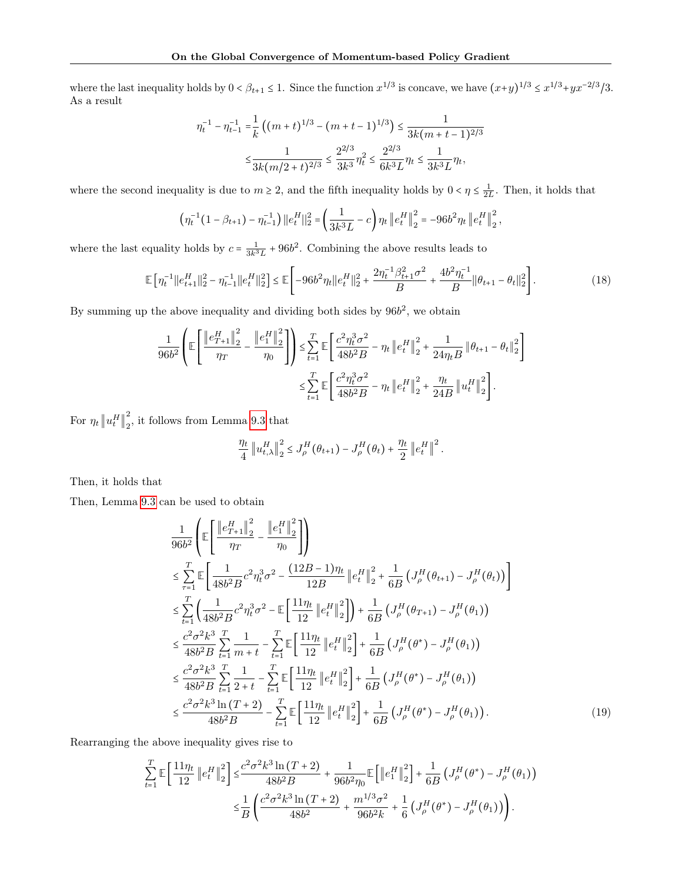where the last inequality holds by $0 < \beta_{t+1} \le 1$. Since the function $x^{1/3}$ is concave, we have $(x+y)^{1/3} \le x^{1/3} + yx^{-2/3}/3$. As a result

$$
\begin{aligned}
\eta_t^{-1} - \eta_{t-1}^{-1} =& \frac{1}{k}\left((m+t)^{1/3} - (m+t-1)^{1/3}\right) \le \frac{1}{3k(m+t-1)^{2/3}} \\
\le& \frac{1}{3k(m/2+t)^{2/3}} \le \frac{2^{2/3}}{3k^3}\eta_t^2 \le \frac{2^{2/3}}{6k^3 L}\eta_t \le \frac{1}{3k^3 L}\eta_t,
\end{aligned}
$$

where the second inequality is due to $m \ge 2$, and the fifth inequality holds by $0 < \eta \le \frac{1}{2L}$. Then, it holds that

$$
\left(\eta_t^{-1}(1-\beta_{t+1}) - \eta_{t-1}^{-1}\right)\|e_t^H\|_2^2 = \left(\frac{1}{3k^3 L} - c\right)\eta_t \left\|e_t^H\right\|_2^2 = -96b^2 \eta_t \left\|e_t^H\right\|_2^2,
$$

where the last equality holds by $c = \frac{1}{3k^3L} + 96b^2$. Combining the above results leads to

$$
\mathbb{E}\left[\eta_t^{-1}\|e_{t+1}^H\|_2^2 - \eta_{t-1}^{-1}\|e_t^H\|_2^2\right] \le \mathbb{E}\left[-96b^2\eta_t\|e_t^H\|_2^2 + \frac{2\eta_t^{-1}\beta_{t+1}^2\sigma^2}{B} + \frac{4b^2\eta_t^{-1}}{B}\|\theta_{t+1} - \theta_t\|_2^2\right]. \tag{18}
$$

By summing up the above inequality and dividing both sides by $96b^2$, we obtain

$$
\begin{aligned}
\frac{1}{96b^2}\left(\mathbb{E}\left[\frac{\left\|e_{T+1}^H\right\|_2^2}{\eta_T} - \frac{\left\|e_1^H\right\|_2^2}{\eta_0}\right]\right) &\le \sum_{t=1}^{T}\mathbb{E}\left[\frac{c^2\eta_t^3\sigma^2}{48b^2B} - \eta_t\left\|e_t^H\right\|_2^2 + \frac{1}{24\eta_t B}\left\|\theta_{t+1} - \theta_t\right\|_2^2\right] \\
&\le \sum_{t=1}^{T}\mathbb{E}\left[\frac{c^2\eta_t^3\sigma^2}{48b^2B} - \eta_t\left\|e_t^H\right\|_2^2 + \frac{\eta_t}{24B}\left\|u_t^H\right\|_2^2\right].
\end{aligned}
$$

For $\eta_t\left\|u_t^H\right\|_2^2$, it follows from Lemma 9.3 that

$$
\frac{\eta_t}{4}\left\|u_{t,\lambda}^H\right\|_2^2 \le J_\rho^H(\theta_{t+1}) - J_\rho^H(\theta_t) + \frac{\eta_t}{2}\left\|e_t^H\right\|^2.
$$

Then, it holds that

Then, Lemma 9.3 can be used to obtain

$$
\begin{aligned}
&\frac{1}{96b^2}\left(\mathbb{E}\left[\frac{\left\|e_{T+1}^H\right\|_2^2}{\eta_T} - \frac{\left\|e_1^H\right\|_2^2}{\eta_0}\right]\right) \\
\le& \sum_{\tau=1}^{T}\mathbb{E}\left[\frac{1}{48b^2B}c^2\eta_t^3\sigma^2 - \frac{(12B-1)\eta_t}{12B}\left\|e_t^H\right\|_2^2 + \frac{1}{6B}\left(J_\rho^H(\theta_{t+1}) - J_\rho^H(\theta_t)\right)\right] \\
\le& \sum_{t=1}^{T}\left(\frac{1}{48b^2B}c^2\eta_t^3\sigma^2 - \mathbb{E}\left[\frac{11\eta_t}{12}\left\|e_t^H\right\|_2^2\right]\right) + \frac{1}{6B}\left(J_\rho^H(\theta_{T+1}) - J_\rho^H(\theta_1)\right) \\
\le& \frac{c^2\sigma^2k^3}{48b^2B}\sum_{t=1}^{T}\frac{1}{m+t} - \sum_{t=1}^{T}\mathbb{E}\left[\frac{11\eta_t}{12}\left\|e_t^H\right\|_2^2\right] + \frac{1}{6B}\left(J_\rho^H(\theta^*) - J_\rho^H(\theta_1)\right) \\
\le& \frac{c^2\sigma^2k^3}{48b^2B}\sum_{t=1}^{T}\frac{1}{2+t} - \sum_{t=1}^{T}\mathbb{E}\left[\frac{11\eta_t}{12}\left\|e_t^H\right\|_2^2\right] + \frac{1}{6B}\left(J_\rho^H(\theta^*) - J_\rho^H(\theta_1)\right) \\
\le& \frac{c^2\sigma^2k^3\ln(T+2)}{48b^2B} - \sum_{t=1}^{T}\mathbb{E}\left[\frac{11\eta_t}{12}\left\|e_t^H\right\|_2^2\right] + \frac{1}{6B}\left(J_\rho^H(\theta^*) - J_\rho^H(\theta_1)\right).
\end{aligned} \tag{19}
$$

Rearranging the above inequality gives rise to

$$
\begin{aligned}
\sum_{t=1}^{T}\mathbb{E}\left[\frac{11\eta_t}{12}\left\|e_t^H\right\|_2^2\right] \le& \frac{c^2\sigma^2k^3\ln(T+2)}{48b^2B} + \frac{1}{96b^2\eta_0}\mathbb{E}\left[\left\|e_1^H\right\|_2^2\right] + \frac{1}{6B}\left(J_\rho^H(\theta^*) - J_\rho^H(\theta_1)\right) \\
\le& \frac{1}{B}\left(\frac{c^2\sigma^2k^3\ln(T+2)}{48b^2} + \frac{m^{1/3}\sigma^2}{96b^2k} + \frac{1}{6}\left(J_\rho^H(\theta^*) - J_\rho^H(\theta_1)\right)\right).
\end{aligned}
$$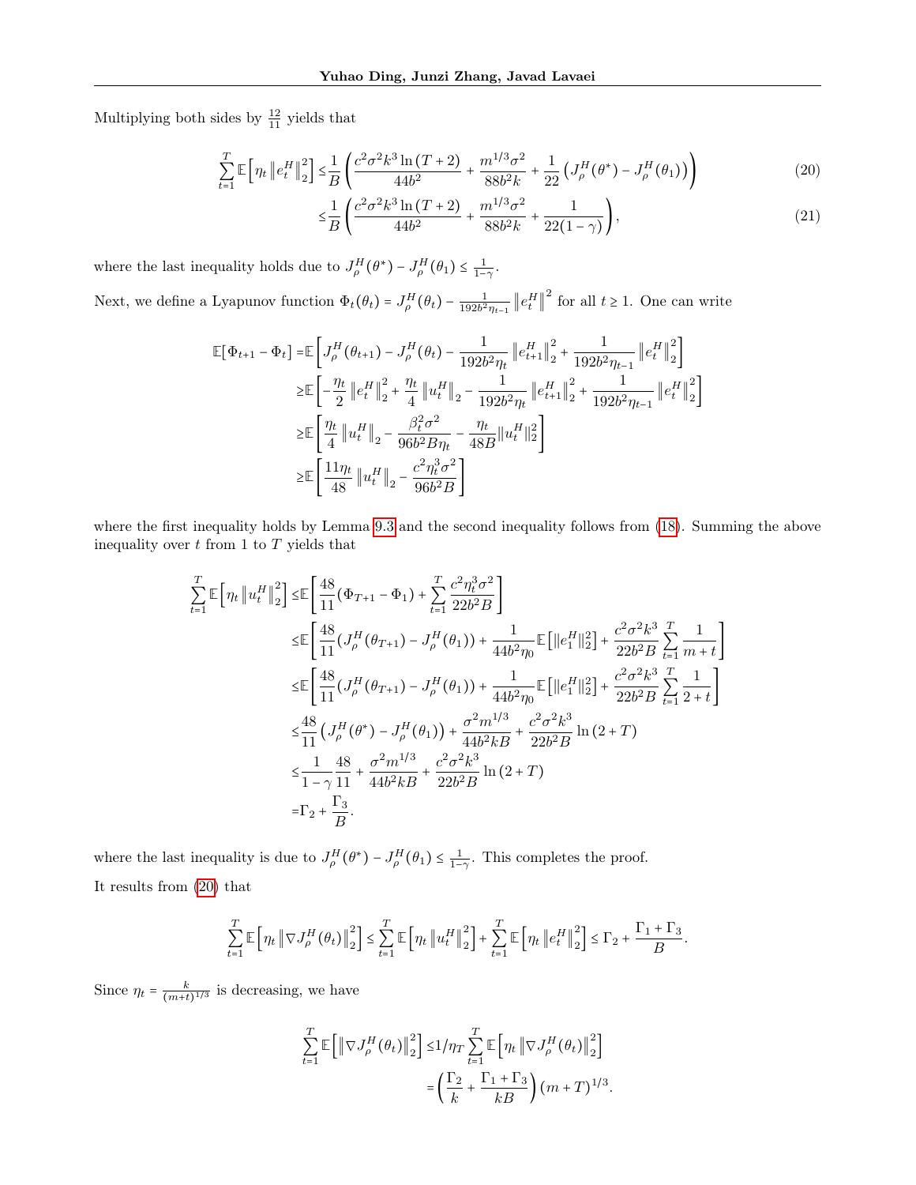Multiplying both sides by $\frac{12}{11}$ yields that

$$
\begin{aligned}
\sum_{t=1}^{T} \mathbb{E}\Big[\eta_t \left\|e_t^H\right\|_2^2\Big] \le & \frac{1}{B}\left(\frac{c^2\sigma^2 k^3 \ln(T+2)}{44b^2} + \frac{m^{1/3}\sigma^2}{88b^2k} + \frac{1}{22}\left(J_\rho^H(\theta^*) - J_\rho^H(\theta_1)\right)\right) && (20)\\
\le & \frac{1}{B}\left(\frac{c^2\sigma^2 k^3 \ln(T+2)}{44b^2} + \frac{m^{1/3}\sigma^2}{88b^2k} + \frac{1}{22(1-\gamma)}\right), && (21)
\end{aligned}
$$

where the last inequality holds due to $J_\rho^H(\theta^*) - J_\rho^H(\theta_1) \le \frac{1}{1-\gamma}$.

Next, we define a Lyapunov function $\Phi_t(\theta_t) = J_\rho^H(\theta_t) - \frac{1}{192b^2\eta_{t-1}}\left\|e_t^H\right\|^2$ for all $t \ge 1$. One can write

$$
\begin{aligned}
\mathbb{E}[\Phi_{t+1} - \Phi_t] =& \mathbb{E}\left[J_\rho^H(\theta_{t+1}) - J_\rho^H(\theta_t) - \frac{1}{192b^2\eta_t}\left\|e_{t+1}^H\right\|_2^2 + \frac{1}{192b^2\eta_{t-1}}\left\|e_t^H\right\|_2^2\right]\\
\ge& \mathbb{E}\left[-\frac{\eta_t}{2}\left\|e_t^H\right\|_2^2 + \frac{\eta_t}{4}\left\|u_t^H\right\|_2 - \frac{1}{192b^2\eta_t}\left\|e_{t+1}^H\right\|_2^2 + \frac{1}{192b^2\eta_{t-1}}\left\|e_t^H\right\|_2^2\right]\\
\ge& \mathbb{E}\left[\frac{\eta_t}{4}\left\|u_t^H\right\|_2 - \frac{\beta_t^2\sigma^2}{96b^2B\eta_t} - \frac{\eta_t}{48B}\|u_t^H\|_2^2\right]\\
\ge& \mathbb{E}\left[\frac{11\eta_t}{48}\left\|u_t^H\right\|_2 - \frac{c^2\eta_t^3\sigma^2}{96b^2B}\right]
\end{aligned}
$$

where the first inequality holds by Lemma 9.3 and the second inequality follows from (18). Summing the above inequality over $t$ from 1 to $T$ yields that

$$
\begin{aligned}
\sum_{t=1}^{T} \mathbb{E}\Big[\eta_t \left\|u_t^H\right\|_2^2\Big] \le& \mathbb{E}\left[\frac{48}{11}(\Phi_{T+1} - \Phi_1) + \sum_{t=1}^{T}\frac{c^2\eta_t^3\sigma^2}{22b^2B}\right]\\
\le& \mathbb{E}\left[\frac{48}{11}(J_\rho^H(\theta_{T+1}) - J_\rho^H(\theta_1)) + \frac{1}{44b^2\eta_0}\mathbb{E}\left[\|e_1^H\|_2^2\right] + \frac{c^2\sigma^2k^3}{22b^2B}\sum_{t=1}^{T}\frac{1}{m+t}\right]\\
\le& \mathbb{E}\left[\frac{48}{11}(J_\rho^H(\theta_{T+1}) - J_\rho^H(\theta_1)) + \frac{1}{44b^2\eta_0}\mathbb{E}\left[\|e_1^H\|_2^2\right] + \frac{c^2\sigma^2k^3}{22b^2B}\sum_{t=1}^{T}\frac{1}{2+t}\right]\\
\le& \frac{48}{11}\left(J_\rho^H(\theta^*) - J_\rho^H(\theta_1)\right) + \frac{\sigma^2 m^{1/3}}{44b^2kB} + \frac{c^2\sigma^2k^3}{22b^2B}\ln(2+T)\\
\le& \frac{1}{1-\gamma}\frac{48}{11} + \frac{\sigma^2 m^{1/3}}{44b^2kB} + \frac{c^2\sigma^2k^3}{22b^2B}\ln(2+T)\\
=& \Gamma_2 + \frac{\Gamma_3}{B}.
\end{aligned}
$$

where the last inequality is due to $J_\rho^H(\theta^*) - J_\rho^H(\theta_1) \le \frac{1}{1-\gamma}$. This completes the proof.

It results from (20) that

$$
\sum_{t=1}^{T} \mathbb{E}\Big[\eta_t \left\|\nabla J_\rho^H(\theta_t)\right\|_2^2\Big] \le \sum_{t=1}^{T} \mathbb{E}\Big[\eta_t \left\|u_t^H\right\|_2^2\Big] + \sum_{t=1}^{T} \mathbb{E}\Big[\eta_t \left\|e_t^H\right\|_2^2\Big] \le \Gamma_2 + \frac{\Gamma_1 + \Gamma_3}{B}.
$$

Since $\eta_t = \frac{k}{(m+t)^{1/3}}$ is decreasing, we have

$$
\begin{aligned}
\sum_{t=1}^{T} \mathbb{E}\Big[\left\|\nabla J_\rho^H(\theta_t)\right\|_2^2\Big] \le& 1/\eta_T \sum_{t=1}^{T} \mathbb{E}\Big[\eta_t \left\|\nabla J_\rho^H(\theta_t)\right\|_2^2\Big]\\
=& \left(\frac{\Gamma_2}{k} + \frac{\Gamma_1 + \Gamma_3}{kB}\right)(m+T)^{1/3}.
\end{aligned}
$$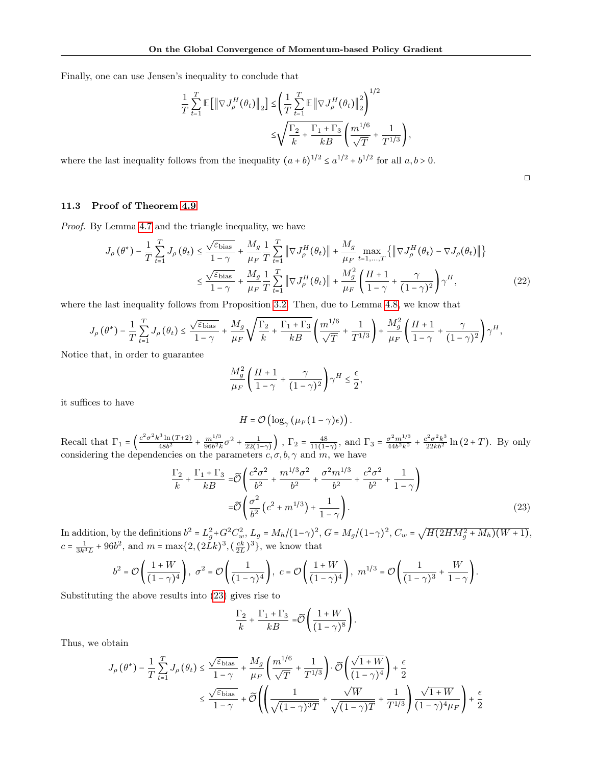Finally, one can use Jensen's inequality to conclude that

$$
\begin{aligned}
\frac{1}{T}\sum_{t=1}^{T}\mathbb{E}\left[\left\|\nabla J_\rho^H(\theta_t)\right\|_2\right] \le& \left(\frac{1}{T}\sum_{t=1}^{T}\mathbb{E}\left\|\nabla J_\rho^H(\theta_t)\right\|_2^2\right)^{1/2} \\
\le& \sqrt{\frac{\Gamma_2}{k}+\frac{\Gamma_1+\Gamma_3}{kB}}\left(\frac{m^{1/6}}{\sqrt{T}}+\frac{1}{T^{1/3}}\right),
\end{aligned}
$$

where the last inequality follows from the inequality $(a+b)^{1/2} \le a^{1/2}+b^{1/2}$ for all $a, b > 0$.

□

### 11.3 Proof of Theorem 4.9

*Proof.* By Lemma 4.7 and the triangle inequality, we have

$$
\begin{aligned}
J_\rho(\theta^*) - \frac{1}{T}\sum_{t=1}^{T} J_\rho(\theta_t) \le& \frac{\sqrt{\varepsilon_{\text{bias}}}}{1-\gamma} + \frac{M_g}{\mu_F}\frac{1}{T}\sum_{t=1}^{T}\left\|\nabla J_\rho^H(\theta_t)\right\| + \frac{M_g}{\mu_F}\max_{t=1,\dots,T}\left\{\left\|\nabla J_\rho^H(\theta_t) - \nabla J_\rho(\theta_t)\right\|\right\} \\
\le& \frac{\sqrt{\varepsilon_{\text{bias}}}}{1-\gamma} + \frac{M_g}{\mu_F}\frac{1}{T}\sum_{t=1}^{T}\left\|\nabla J_\rho^H(\theta_t)\right\| + \frac{M_g^2}{\mu_F}\left(\frac{H+1}{1-\gamma}+\frac{\gamma}{(1-\gamma)^2}\right)\gamma^H, \qquad (22)
\end{aligned}
$$

where the last inequality follows from Proposition 3.2. Then, due to Lemma 4.8, we know that

$$
J_\rho(\theta^*) - \frac{1}{T}\sum_{t=1}^{T} J_\rho(\theta_t) \le \frac{\sqrt{\varepsilon_{\text{bias}}}}{1-\gamma} + \frac{M_g}{\mu_F}\sqrt{\frac{\Gamma_2}{k}+\frac{\Gamma_1+\Gamma_3}{kB}}\left(\frac{m^{1/6}}{\sqrt{T}}+\frac{1}{T^{1/3}}\right) + \frac{M_g^2}{\mu_F}\left(\frac{H+1}{1-\gamma}+\frac{\gamma}{(1-\gamma)^2}\right)\gamma^H,
$$

Notice that, in order to guarantee

$$
\frac{M_g^2}{\mu_F}\left(\frac{H+1}{1-\gamma}+\frac{\gamma}{(1-\gamma)^2}\right)\gamma^H \le \frac{\epsilon}{2},
$$

it suffices to have

$$
H = \mathcal{O}\left(\log_\gamma\left(\mu_F(1-\gamma)\epsilon\right)\right).
$$

Recall that $\Gamma_1 = \left(\frac{c^2\sigma^2k^3\ln(T+2)}{48b^2} + \frac{m^{1/3}}{96b^2k}\sigma^2 + \frac{1}{22(1-\gamma)}\right)$, $\Gamma_2 = \frac{48}{11(1-\gamma)}$, and $\Gamma_3 = \frac{\sigma^2m^{1/3}}{44b^2k^2} + \frac{c^2\sigma^2k^3}{22kb^2}\ln(2+T)$. By only considering the dependencies on the parameters $c, \sigma, b, \gamma$ and $m$, we have

$$
\begin{aligned}
\frac{\Gamma_2}{k}+\frac{\Gamma_1+\Gamma_3}{kB} =& \widetilde{\mathcal{O}}\left(\frac{c^2\sigma^2}{b^2}+\frac{m^{1/3}\sigma^2}{b^2}+\frac{\sigma^2m^{1/3}}{b^2}+\frac{c^2\sigma^2}{b^2}+\frac{1}{1-\gamma}\right) \\
=& \widetilde{\mathcal{O}}\left(\frac{\sigma^2}{b^2}\left(c^2+m^{1/3}\right)+\frac{1}{1-\gamma}\right). \qquad (23)
\end{aligned}
$$

In addition, by the definitions $b^2 = L_g^2 + G^2C_w^2$, $L_g = M_h/(1-\gamma)^2$, $G = M_g/(1-\gamma)^2$, $C_w = \sqrt{H(2HM_g^2+M_h)(W+1)}$, $c = \frac{1}{3k^3L} + 96b^2$, and $m = \max\{2, (2Lk)^3, (\frac{ck}{2L})^3\}$, we know that

$$
b^2 = \mathcal{O}\left(\frac{1+W}{(1-\gamma)^4}\right),\ \sigma^2 = \mathcal{O}\left(\frac{1}{(1-\gamma)^4}\right),\ c = \mathcal{O}\left(\frac{1+W}{(1-\gamma)^4}\right),\ m^{1/3} = \mathcal{O}\left(\frac{1}{(1-\gamma)^3}+\frac{W}{1-\gamma}\right).
$$

Substituting the above results into (23) gives rise to

$$
\frac{\Gamma_2}{k}+\frac{\Gamma_1+\Gamma_3}{kB} = \widetilde{\mathcal{O}}\left(\frac{1+W}{(1-\gamma)^8}\right).
$$

Thus, we obtain

$$
\begin{aligned}
J_\rho(\theta^*) - \frac{1}{T}\sum_{t=1}^{T} J_\rho(\theta_t) \le& \frac{\sqrt{\varepsilon_{\text{bias}}}}{1-\gamma} + \frac{M_g}{\mu_F}\left(\frac{m^{1/6}}{\sqrt{T}}+\frac{1}{T^{1/3}}\right)\cdot\widetilde{\mathcal{O}}\left(\frac{\sqrt{1+W}}{(1-\gamma)^4}\right) + \frac{\epsilon}{2} \\
\le& \frac{\sqrt{\varepsilon_{\text{bias}}}}{1-\gamma} + \widetilde{\mathcal{O}}\left(\left(\frac{1}{\sqrt{(1-\gamma)^3T}}+\frac{\sqrt{W}}{\sqrt{(1-\gamma)T}}+\frac{1}{T^{1/3}}\right)\frac{\sqrt{1+W}}{(1-\gamma)^4\mu_F}\right) + \frac{\epsilon}{2}
\end{aligned}
$$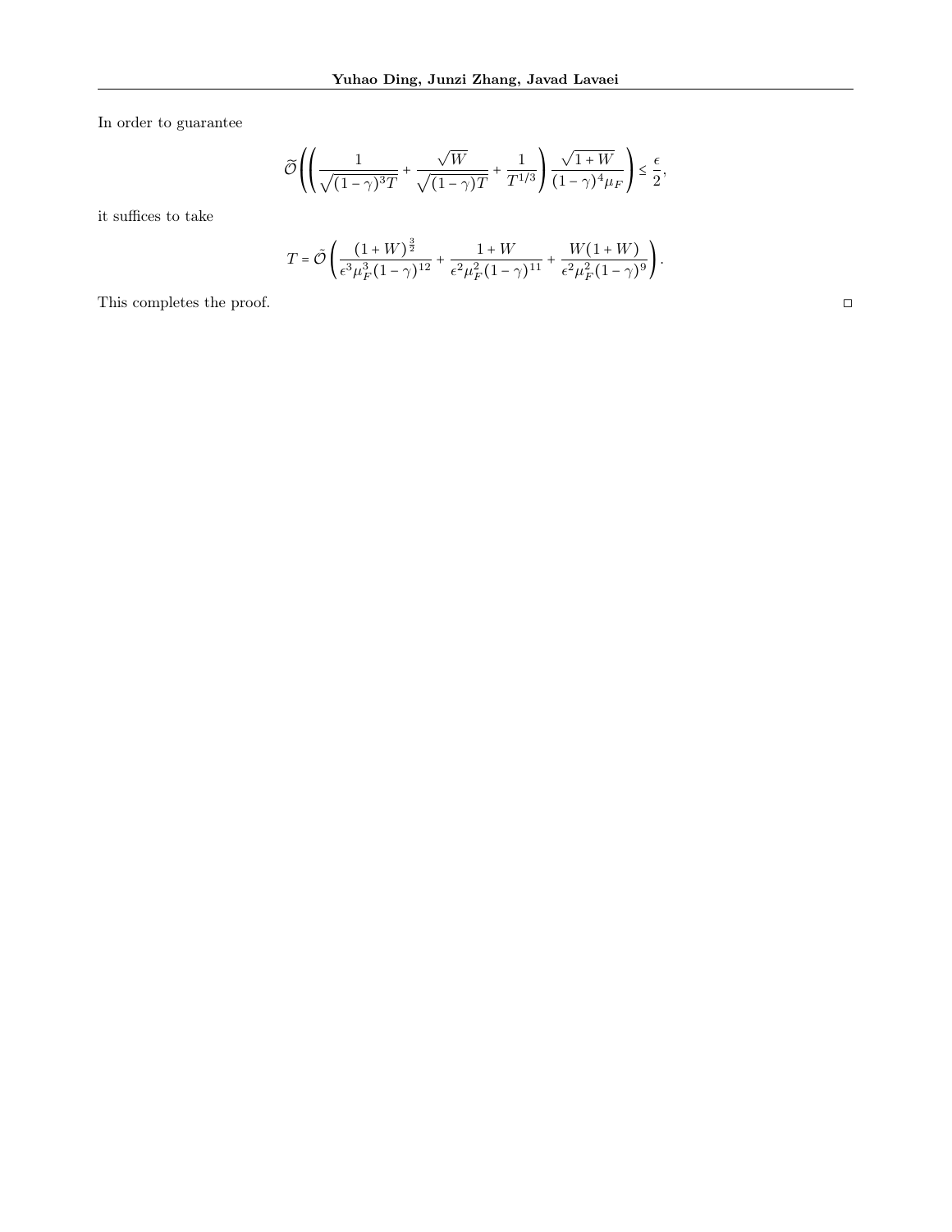In order to guarantee

$$\widetilde{\mathcal{O}}\left(\left(\frac{1}{\sqrt{(1-\gamma)^3 T}}+\frac{\sqrt{W}}{\sqrt{(1-\gamma)T}}+\frac{1}{T^{1/3}}\right)\frac{\sqrt{1+W}}{(1-\gamma)^4\mu_F}\right)\le\frac{\epsilon}{2},$$

it suffices to take

$$T=\tilde{\mathcal{O}}\left(\frac{(1+W)^{\frac{3}{2}}}{\epsilon^3\mu_F^3(1-\gamma)^{12}}+\frac{1+W}{\epsilon^2\mu_F^2(1-\gamma)^{11}}+\frac{W(1+W)}{\epsilon^2\mu_F^2(1-\gamma)^9}\right).$$

This completes the proof. □